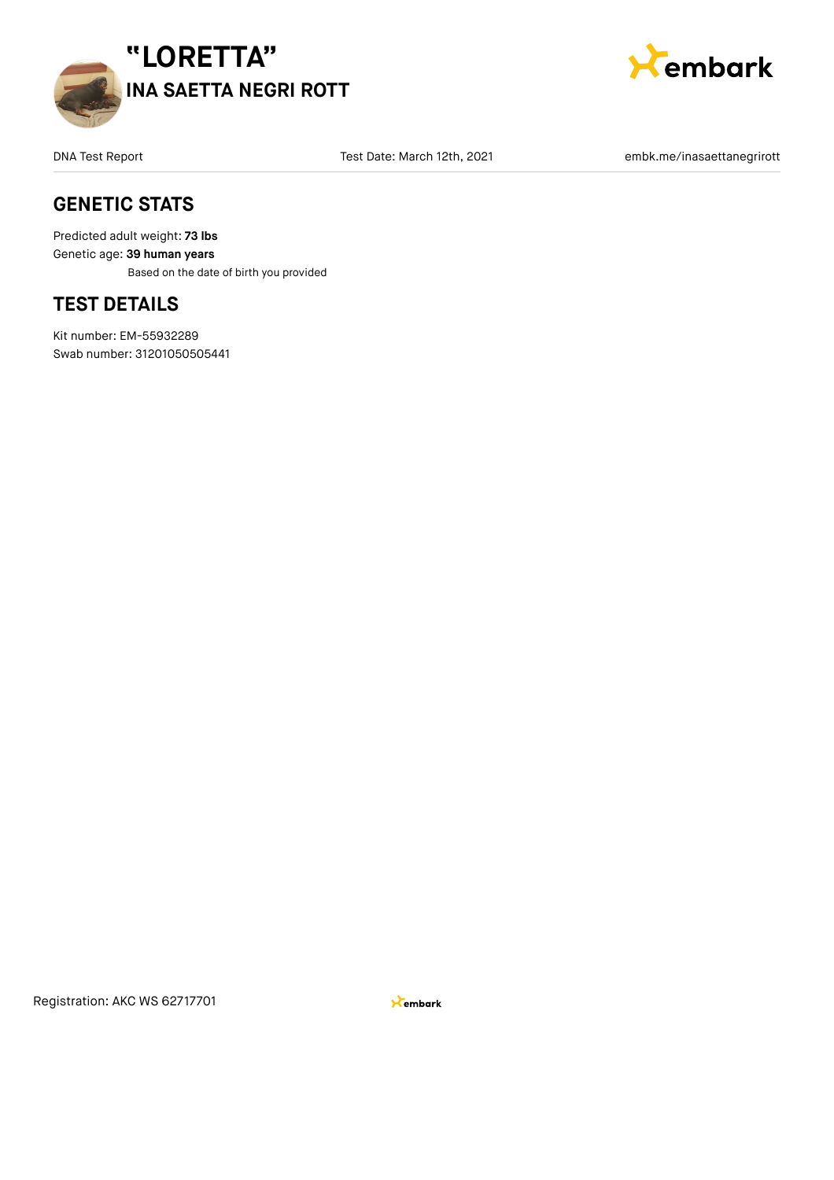# "LORETTA"

## INA SAETTA NEGRI ROTT

DNA Test Report | Test Date: March 12th, 2021 | embk.me/inasaettanegrirott

## GENETIC STATS

Predicted adult weight: **73 lbs**
Genetic age: **39 human years**
Based on the date of birth you provided

## TEST DETAILS

Kit number: EM-55932289
Swab number: 31201050505441

Registration: AKC WS 62717701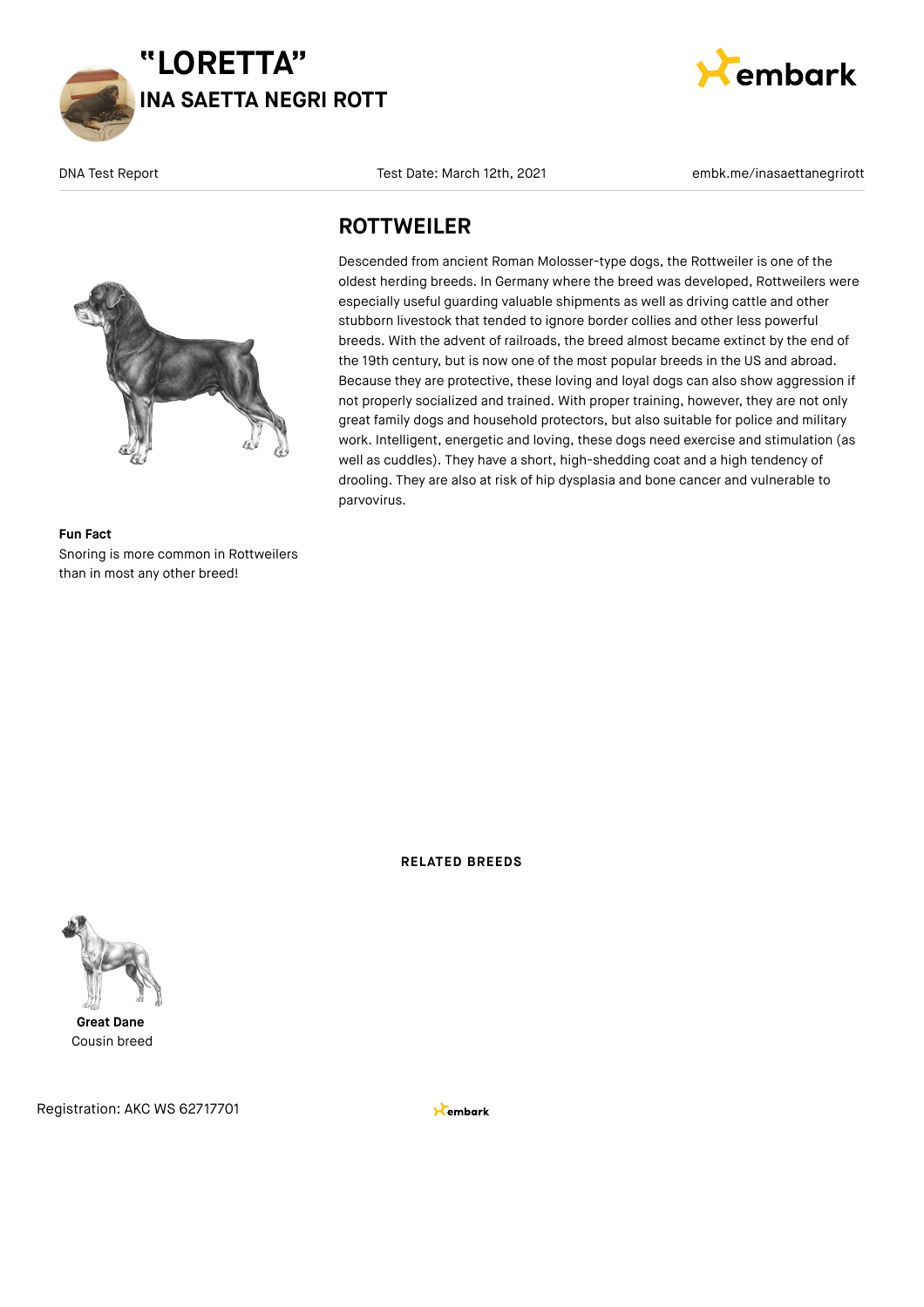# "LORETTA"
## INA SAETTA NEGRI ROTT

DNA Test Report | Test Date: March 12th, 2021 | embk.me/inasaettanegrirott

## ROTTWEILER

Descended from ancient Roman Molosser-type dogs, the Rottweiler is one of the oldest herding breeds. In Germany where the breed was developed, Rottweilers were especially useful guarding valuable shipments as well as driving cattle and other stubborn livestock that tended to ignore border collies and other less powerful breeds. With the advent of railroads, the breed almost became extinct by the end of the 19th century, but is now one of the most popular breeds in the US and abroad. Because they are protective, these loving and loyal dogs can also show aggression if not properly socialized and trained. With proper training, however, they are not only great family dogs and household protectors, but also suitable for police and military work. Intelligent, energetic and loving, these dogs need exercise and stimulation (as well as cuddles). They have a short, high-shedding coat and a high tendency of drooling. They are also at risk of hip dysplasia and bone cancer and vulnerable to parvovirus.

**Fun Fact**

Snoring is more common in Rottweilers than in most any other breed!

**RELATED BREEDS**

**Great Dane**
Cousin breed

Registration: AKC WS 62717701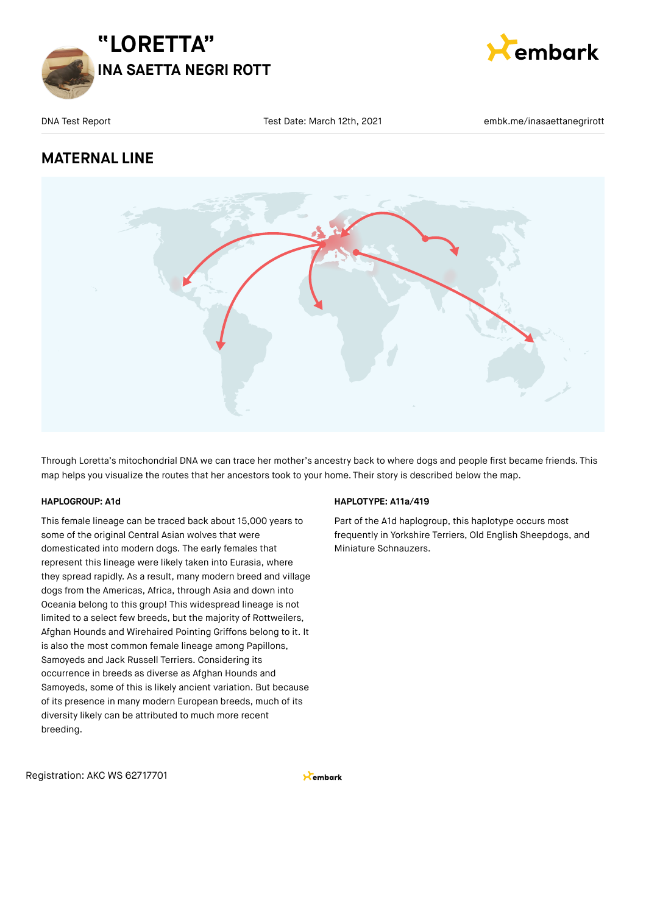# "LORETTA"

## INA SAETTA NEGRI ROTT

DNA Test Report | Test Date: March 12th, 2021 | embk.me/inasaettanegrirott

## MATERNAL LINE

Through Loretta's mitochondrial DNA we can trace her mother's ancestry back to where dogs and people first became friends. This map helps you visualize the routes that her ancestors took to your home. Their story is described below the map.

**HAPLOGROUP: A1d**

This female lineage can be traced back about 15,000 years to some of the original Central Asian wolves that were domesticated into modern dogs. The early females that represent this lineage were likely taken into Eurasia, where they spread rapidly. As a result, many modern breed and village dogs from the Americas, Africa, through Asia and down into Oceania belong to this group! This widespread lineage is not limited to a select few breeds, but the majority of Rottweilers, Afghan Hounds and Wirehaired Pointing Griffons belong to it. It is also the most common female lineage among Papillons, Samoyeds and Jack Russell Terriers. Considering its occurrence in breeds as diverse as Afghan Hounds and Samoyeds, some of this is likely ancient variation. But because of its presence in many modern European breeds, much of its diversity likely can be attributed to much more recent breeding.

**HAPLOTYPE: A11a/419**

Part of the A1d haplogroup, this haplotype occurs most frequently in Yorkshire Terriers, Old English Sheepdogs, and Miniature Schnauzers.

Registration: AKC WS 62717701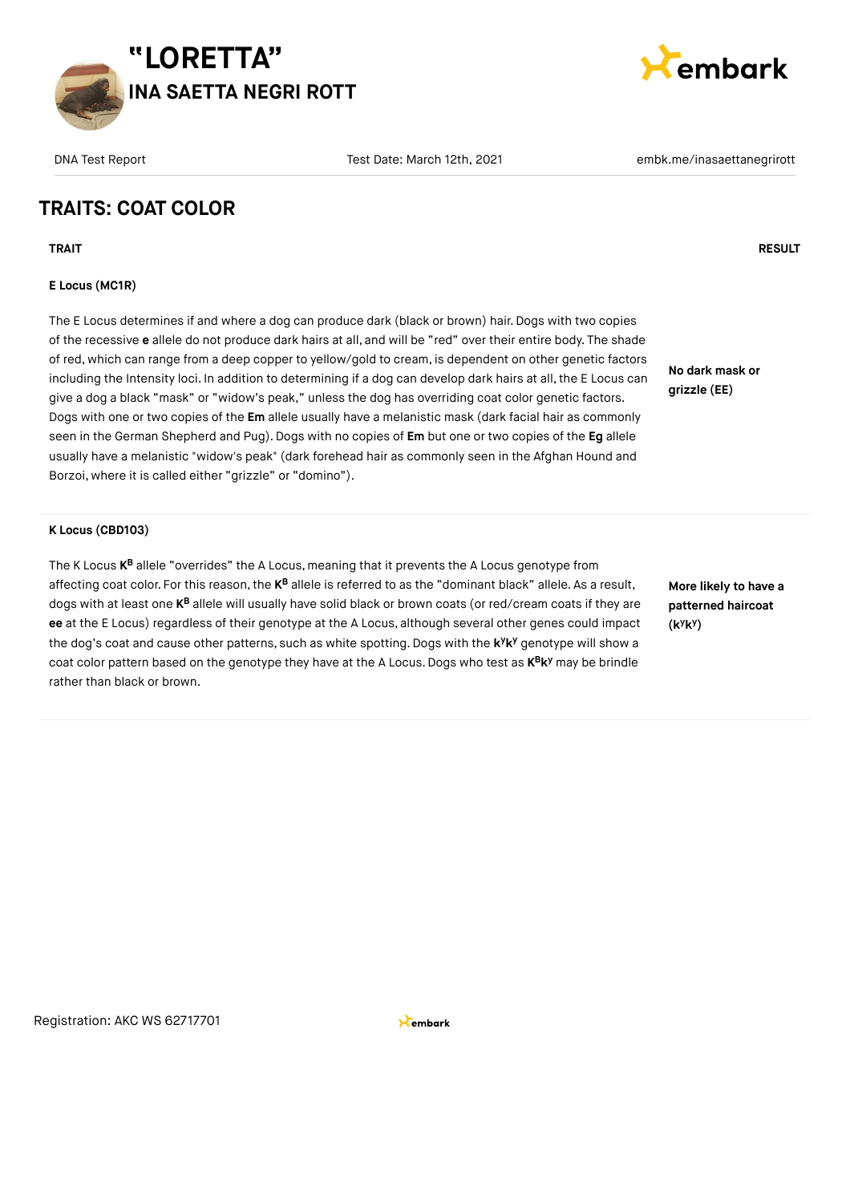# "LORETTA"

## INA SAETTA NEGRI ROTT

DNA Test Report | Test Date: March 12th, 2021 | embk.me/inasaettanegrirott

## TRAITS: COAT COLOR

| TRAIT | RESULT |
|---|---|
| **E Locus (MC1R)**<br><br>The E Locus determines if and where a dog can produce dark (black or brown) hair. Dogs with two copies of the recessive **e** allele do not produce dark hairs at all, and will be "red" over their entire body. The shade of red, which can range from a deep copper to yellow/gold to cream, is dependent on other genetic factors including the Intensity loci. In addition to determining if a dog can develop dark hairs at all, the E Locus can give a dog a black "mask" or "widow's peak," unless the dog has overriding coat color genetic factors. Dogs with one or two copies of the **Em** allele usually have a melanistic mask (dark facial hair as commonly seen in the German Shepherd and Pug). Dogs with no copies of **Em** but one or two copies of the **Eg** allele usually have a melanistic "widow's peak" (dark forehead hair as commonly seen in the Afghan Hound and Borzoi, where it is called either "grizzle" or "domino"). | **No dark mask or grizzle (EE)** |
| **K Locus (CBD103)**<br><br>The K Locus $\mathbf{K^B}$ allele "overrides" the A Locus, meaning that it prevents the A Locus genotype from affecting coat color. For this reason, the $\mathbf{K^B}$ allele is referred to as the "dominant black" allele. As a result, dogs with at least one $\mathbf{K^B}$ allele will usually have solid black or brown coats (or red/cream coats if they are **ee** at the E Locus) regardless of their genotype at the A Locus, although several other genes could impact the dog's coat and cause other patterns, such as white spotting. Dogs with the $\mathbf{k^y k^y}$ genotype will show a coat color pattern based on the genotype they have at the A Locus. Dogs who test as $\mathbf{K^B k^y}$ may be brindle rather than black or brown. | **More likely to have a patterned haircoat ($\mathbf{k^y k^y}$)** |

Registration: AKC WS 62717701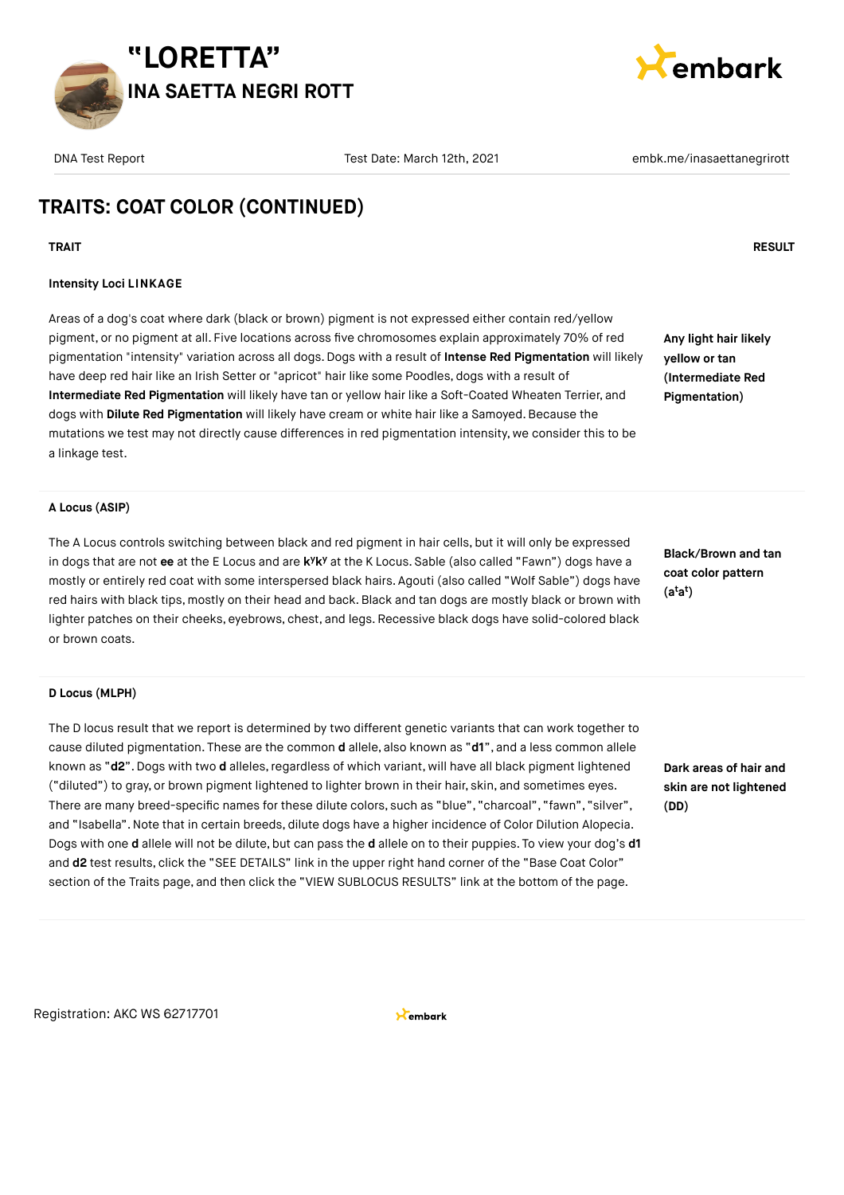## TRAITS: COAT COLOR (CONTINUED)

| TRAIT | RESULT |
|---|---|
| **Intensity Loci LINKAGE**<br><br>Areas of a dog's coat where dark (black or brown) pigment is not expressed either contain red/yellow pigment, or no pigment at all. Five locations across five chromosomes explain approximately 70% of red pigmentation "intensity" variation across all dogs. Dogs with a result of **Intense Red Pigmentation** will likely have deep red hair like an Irish Setter or "apricot" hair like some Poodles, dogs with a result of **Intermediate Red Pigmentation** will likely have tan or yellow hair like a Soft-Coated Wheaten Terrier, and dogs with **Dilute Red Pigmentation** will likely have cream or white hair like a Samoyed. Because the mutations we test may not directly cause differences in red pigmentation intensity, we consider this to be a linkage test. | **Any light hair likely yellow or tan (Intermediate Red Pigmentation)** |
| **A Locus (ASIP)**<br><br>The A Locus controls switching between black and red pigment in hair cells, but it will only be expressed in dogs that are not **ee** at the E Locus and are **$k^yk^y$** at the K Locus. Sable (also called "Fawn") dogs have a mostly or entirely red coat with some interspersed black hairs. Agouti (also called "Wolf Sable") dogs have red hairs with black tips, mostly on their head and back. Black and tan dogs are mostly black or brown with lighter patches on their cheeks, eyebrows, chest, and legs. Recessive black dogs have solid-colored black or brown coats. | **Black/Brown and tan coat color pattern ($a^ta^t$)** |
| **D Locus (MLPH)**<br><br>The D locus result that we report is determined by two different genetic variants that can work together to cause diluted pigmentation. These are the common **d** allele, also known as "**d1**", and a less common allele known as "**d2**". Dogs with two **d** alleles, regardless of which variant, will have all black pigment lightened ("diluted") to gray, or brown pigment lightened to lighter brown in their hair, skin, and sometimes eyes. There are many breed-specific names for these dilute colors, such as "blue", "charcoal", "fawn", "silver", and "Isabella". Note that in certain breeds, dilute dogs have a higher incidence of Color Dilution Alopecia. Dogs with one **d** allele will not be dilute, but can pass the **d** allele on to their puppies. To view your dog's **d1** and **d2** test results, click the "SEE DETAILS" link in the upper right hand corner of the "Base Coat Color" section of the Traits page, and then click the "VIEW SUBLOCUS RESULTS" link at the bottom of the page. | **Dark areas of hair and skin are not lightened (DD)** |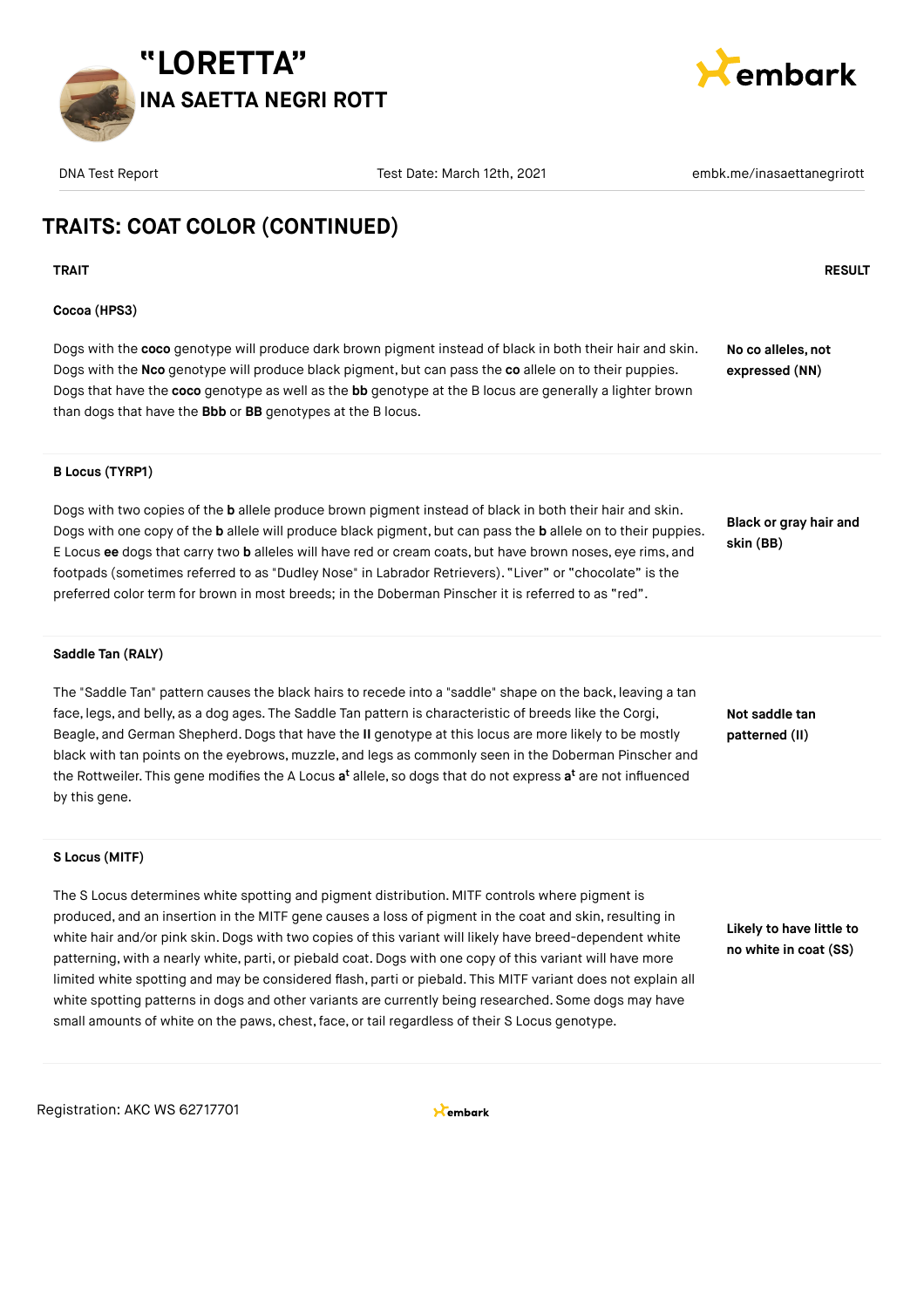# TRAITS: COAT COLOR (CONTINUED)

| TRAIT | RESULT |
|---|---|
| **Cocoa (HPS3)**<br><br>Dogs with the **coco** genotype will produce dark brown pigment instead of black in both their hair and skin. Dogs with the **Nco** genotype will produce black pigment, but can pass the **co** allele on to their puppies. Dogs that have the **coco** genotype as well as the **bb** genotype at the B locus are generally a lighter brown than dogs that have the **Bbb** or **BB** genotypes at the B locus. | **No co alleles, not expressed (NN)** |
| **B Locus (TYRP1)**<br><br>Dogs with two copies of the **b** allele produce brown pigment instead of black in both their hair and skin. Dogs with one copy of the **b** allele will produce black pigment, but can pass the **b** allele on to their puppies. E Locus **ee** dogs that carry two **b** alleles will have red or cream coats, but have brown noses, eye rims, and footpads (sometimes referred to as "Dudley Nose" in Labrador Retrievers). "Liver" or "chocolate" is the preferred color term for brown in most breeds; in the Doberman Pinscher it is referred to as "red". | **Black or gray hair and skin (BB)** |
| **Saddle Tan (RALY)**<br><br>The "Saddle Tan" pattern causes the black hairs to recede into a "saddle" shape on the back, leaving a tan face, legs, and belly, as a dog ages. The Saddle Tan pattern is characteristic of breeds like the Corgi, Beagle, and German Shepherd. Dogs that have the **II** genotype at this locus are more likely to be mostly black with tan points on the eyebrows, muzzle, and legs as commonly seen in the Doberman Pinscher and the Rottweiler. This gene modifies the A Locus **a$^{t}$** allele, so dogs that do not express **a$^{t}$** are not influenced by this gene. | **Not saddle tan patterned (II)** |
| **S Locus (MITF)**<br><br>The S Locus determines white spotting and pigment distribution. MITF controls where pigment is produced, and an insertion in the MITF gene causes a loss of pigment in the coat and skin, resulting in white hair and/or pink skin. Dogs with two copies of this variant will likely have breed-dependent white patterning, with a nearly white, parti, or piebald coat. Dogs with one copy of this variant will have more limited white spotting and may be considered flash, parti or piebald. This MITF variant does not explain all white spotting patterns in dogs and other variants are currently being researched. Some dogs may have small amounts of white on the paws, chest, face, or tail regardless of their S Locus genotype. | **Likely to have little to no white in coat (SS)** |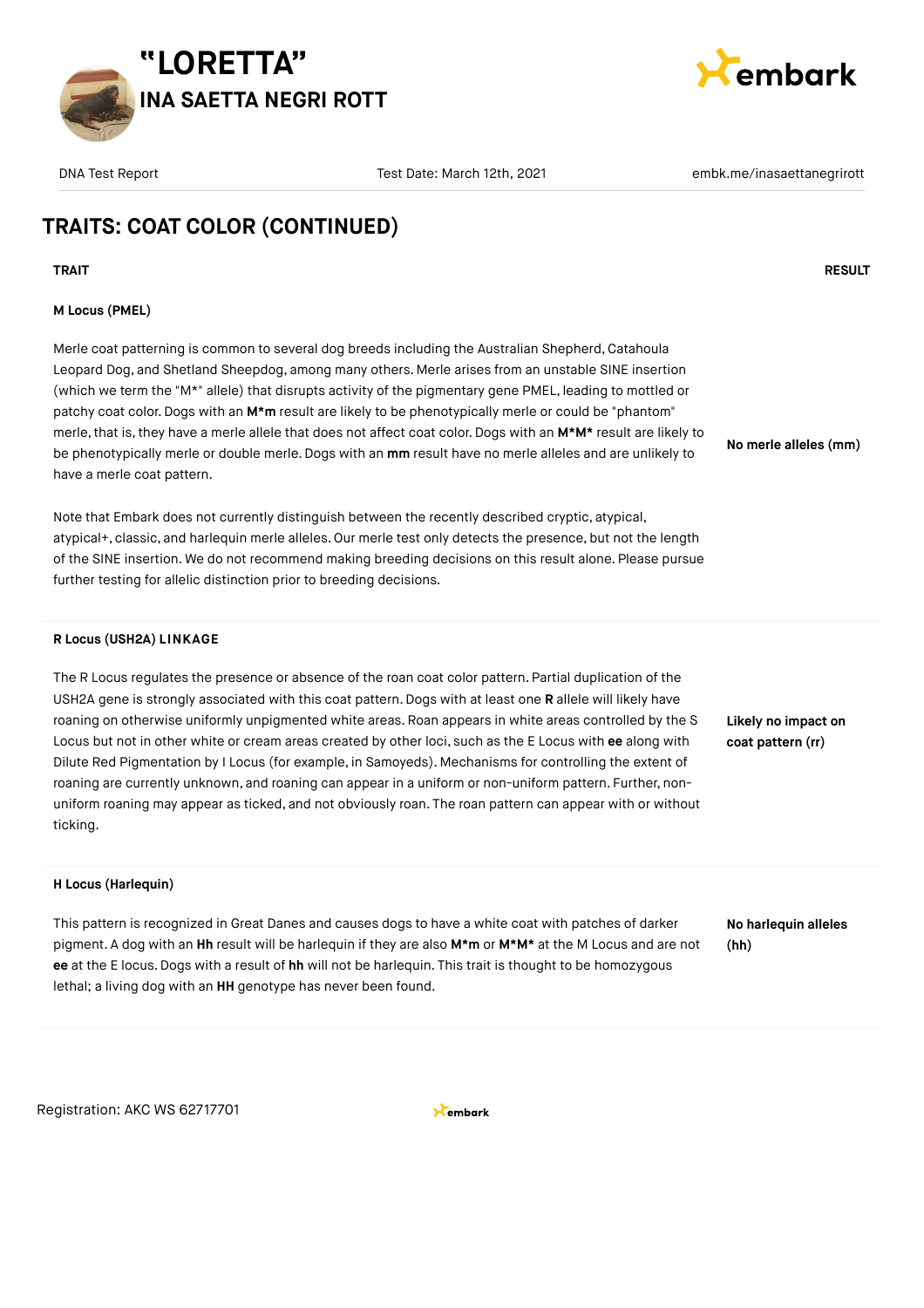# "LORETTA"

## INA SAETTA NEGRI ROTT

DNA Test Report | Test Date: March 12th, 2021 | embk.me/inasaettanegrirott

## TRAITS: COAT COLOR (CONTINUED)

| TRAIT | RESULT |
|---|---|
| **M Locus (PMEL)**<br><br>Merle coat patterning is common to several dog breeds including the Australian Shepherd, Catahoula Leopard Dog, and Shetland Sheepdog, among many others. Merle arises from an unstable SINE insertion (which we term the "M*" allele) that disrupts activity of the pigmentary gene PMEL, leading to mottled or patchy coat color. Dogs with an **M*m** result are likely to be phenotypically merle or could be "phantom" merle, that is, they have a merle allele that does not affect coat color. Dogs with an **M*M*** result are likely to be phenotypically merle or double merle. Dogs with an **mm** result have no merle alleles and are unlikely to have a merle coat pattern.<br><br>Note that Embark does not currently distinguish between the recently described cryptic, atypical, atypical+, classic, and harlequin merle alleles. Our merle test only detects the presence, but not the length of the SINE insertion. We do not recommend making breeding decisions on this result alone. Please pursue further testing for allelic distinction prior to breeding decisions. | **No merle alleles (mm)** |
| **R Locus (USH2A) LINKAGE**<br><br>The R Locus regulates the presence or absence of the roan coat color pattern. Partial duplication of the USH2A gene is strongly associated with this coat pattern. Dogs with at least one **R** allele will likely have roaning on otherwise uniformly unpigmented white areas. Roan appears in white areas controlled by the S Locus but not in other white or cream areas created by other loci, such as the E Locus with **ee** along with Dilute Red Pigmentation by I Locus (for example, in Samoyeds). Mechanisms for controlling the extent of roaning are currently unknown, and roaning can appear in a uniform or non-uniform pattern. Further, non-uniform roaning may appear as ticked, and not obviously roan. The roan pattern can appear with or without ticking. | **Likely no impact on coat pattern (rr)** |
| **H Locus (Harlequin)**<br><br>This pattern is recognized in Great Danes and causes dogs to have a white coat with patches of darker pigment. A dog with an **Hh** result will be harlequin if they are also **M*m** or **M*M*** at the M Locus and are not **ee** at the E locus. Dogs with a result of **hh** will not be harlequin. This trait is thought to be homozygous lethal; a living dog with an **HH** genotype has never been found. | **No harlequin alleles (hh)** |

Registration: AKC WS 62717701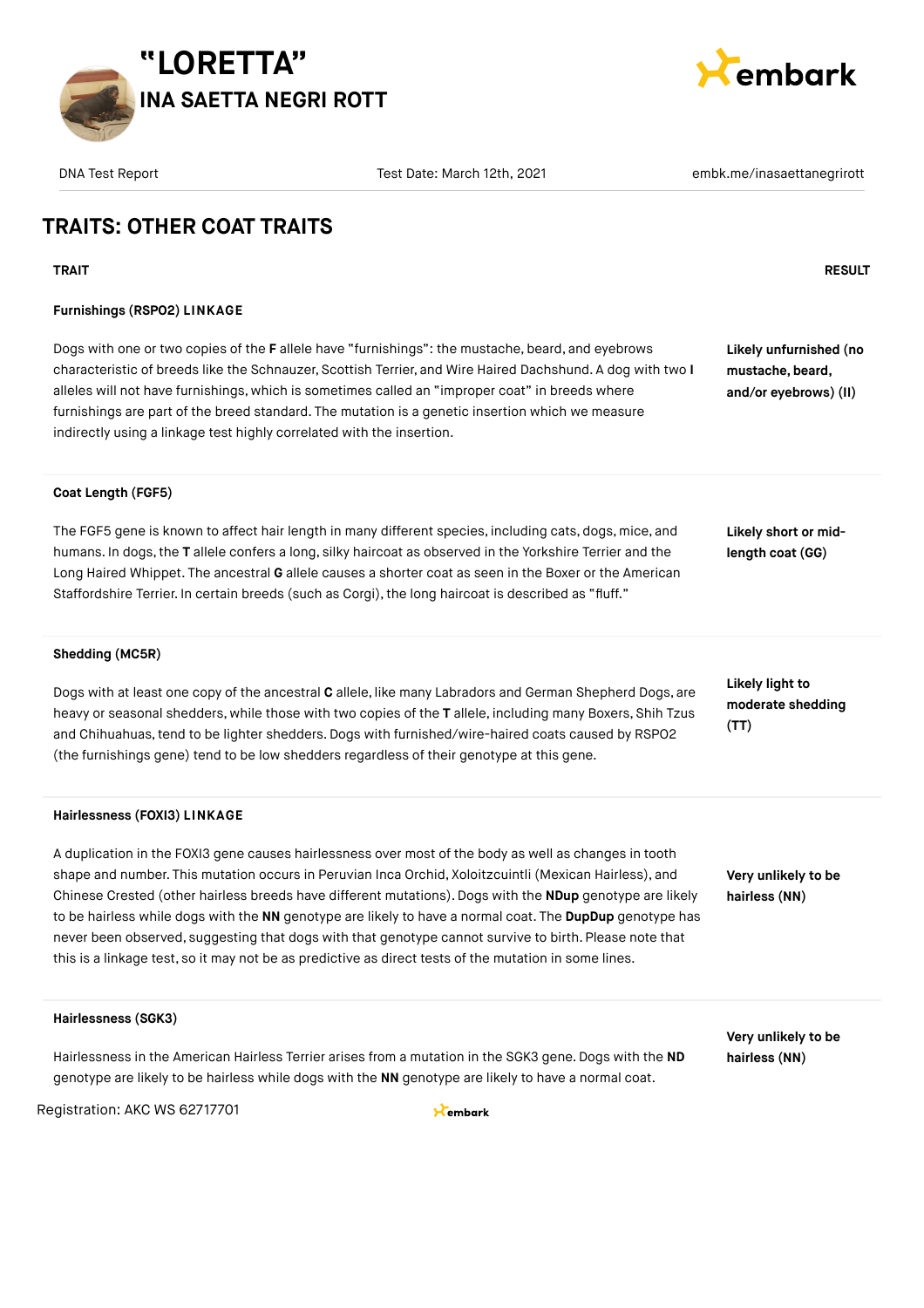# "LORETTA"

## INA SAETTA NEGRI ROTT

DNA Test Report | Test Date: March 12th, 2021 | embk.me/inasaettanegrirott

## TRAITS: OTHER COAT TRAITS

| TRAIT | RESULT |
|---|---|
| **Furnishings (RSPO2) LINKAGE**<br><br>Dogs with one or two copies of the **F** allele have "furnishings": the mustache, beard, and eyebrows characteristic of breeds like the Schnauzer, Scottish Terrier, and Wire Haired Dachshund. A dog with two **I** alleles will not have furnishings, which is sometimes called an "improper coat" in breeds where furnishings are part of the breed standard. The mutation is a genetic insertion which we measure indirectly using a linkage test highly correlated with the insertion. | **Likely unfurnished (no mustache, beard, and/or eyebrows) (II)** |
| **Coat Length (FGF5)**<br><br>The FGF5 gene is known to affect hair length in many different species, including cats, dogs, mice, and humans. In dogs, the **T** allele confers a long, silky haircoat as observed in the Yorkshire Terrier and the Long Haired Whippet. The ancestral **G** allele causes a shorter coat as seen in the Boxer or the American Staffordshire Terrier. In certain breeds (such as Corgi), the long haircoat is described as "fluff." | **Likely short or mid-length coat (GG)** |
| **Shedding (MC5R)**<br><br>Dogs with at least one copy of the ancestral **C** allele, like many Labradors and German Shepherd Dogs, are heavy or seasonal shedders, while those with two copies of the **T** allele, including many Boxers, Shih Tzus and Chihuahuas, tend to be lighter shedders. Dogs with furnished/wire-haired coats caused by RSPO2 (the furnishings gene) tend to be low shedders regardless of their genotype at this gene. | **Likely light to moderate shedding (TT)** |
| **Hairlessness (FOXI3) LINKAGE**<br><br>A duplication in the FOXI3 gene causes hairlessness over most of the body as well as changes in tooth shape and number. This mutation occurs in Peruvian Inca Orchid, Xoloitzcuintli (Mexican Hairless), and Chinese Crested (other hairless breeds have different mutations). Dogs with the **NDup** genotype are likely to be hairless while dogs with the **NN** genotype are likely to have a normal coat. The **DupDup** genotype has never been observed, suggesting that dogs with that genotype cannot survive to birth. Please note that this is a linkage test, so it may not be as predictive as direct tests of the mutation in some lines. | **Very unlikely to be hairless (NN)** |
| **Hairlessness (SGK3)**<br><br>Hairlessness in the American Hairless Terrier arises from a mutation in the SGK3 gene. Dogs with the **ND** genotype are likely to be hairless while dogs with the **NN** genotype are likely to have a normal coat. | **Very unlikely to be hairless (NN)** |

Registration: AKC WS 62717701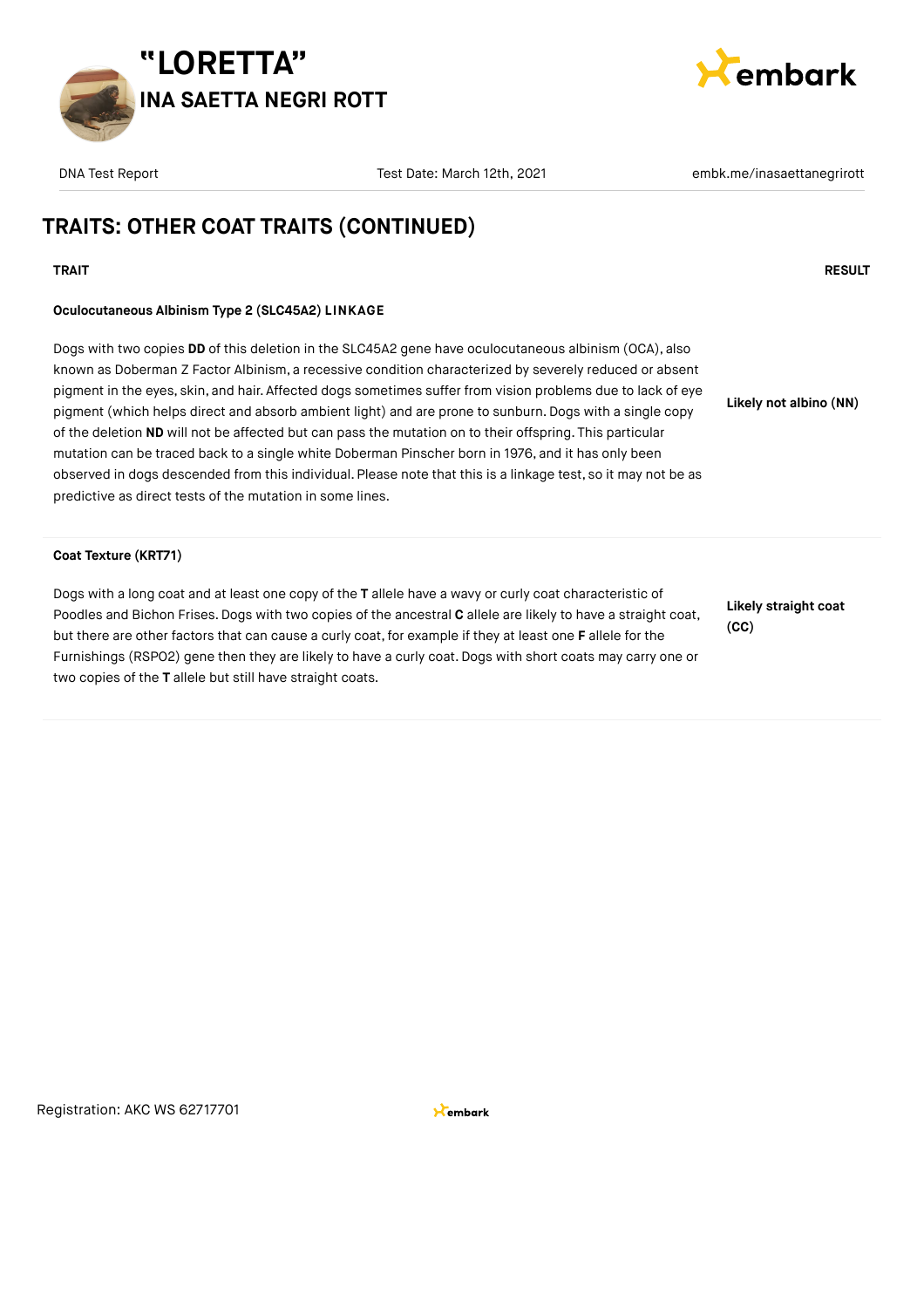# TRAITS: OTHER COAT TRAITS (CONTINUED)

| TRAIT | RESULT |
| --- | --- |
| **Oculocutaneous Albinism Type 2 (SLC45A2) LINKAGE**<br><br>Dogs with two copies **DD** of this deletion in the SLC45A2 gene have oculocutaneous albinism (OCA), also known as Doberman Z Factor Albinism, a recessive condition characterized by severely reduced or absent pigment in the eyes, skin, and hair. Affected dogs sometimes suffer from vision problems due to lack of eye pigment (which helps direct and absorb ambient light) and are prone to sunburn. Dogs with a single copy of the deletion **ND** will not be affected but can pass the mutation on to their offspring. This particular mutation can be traced back to a single white Doberman Pinscher born in 1976, and it has only been observed in dogs descended from this individual. Please note that this is a linkage test, so it may not be as predictive as direct tests of the mutation in some lines. | **Likely not albino (NN)** |
| **Coat Texture (KRT71)**<br><br>Dogs with a long coat and at least one copy of the **T** allele have a wavy or curly coat characteristic of Poodles and Bichon Frises. Dogs with two copies of the ancestral **C** allele are likely to have a straight coat, but there are other factors that can cause a curly coat, for example if they at least one **F** allele for the Furnishings (RSPO2) gene then they are likely to have a curly coat. Dogs with short coats may carry one or two copies of the **T** allele but still have straight coats. | **Likely straight coat (CC)** |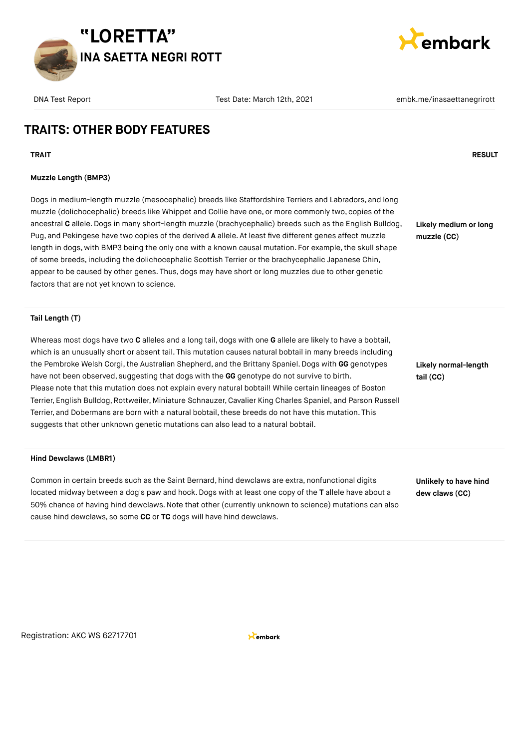# "LORETTA"
## INA SAETTA NEGRI ROTT

DNA Test Report | Test Date: March 12th, 2021 | embk.me/inasaettanegrirott

## TRAITS: OTHER BODY FEATURES

| TRAIT | RESULT |
|---|---|
| **Muzzle Length (BMP3)**<br><br>Dogs in medium-length muzzle (mesocephalic) breeds like Staffordshire Terriers and Labradors, and long muzzle (dolichocephalic) breeds like Whippet and Collie have one, or more commonly two, copies of the ancestral **C** allele. Dogs in many short-length muzzle (brachycephalic) breeds such as the English Bulldog, Pug, and Pekingese have two copies of the derived **A** allele. At least five different genes affect muzzle length in dogs, with BMP3 being the only one with a known causal mutation. For example, the skull shape of some breeds, including the dolichocephalic Scottish Terrier or the brachycephalic Japanese Chin, appear to be caused by other genes. Thus, dogs may have short or long muzzles due to other genetic factors that are not yet known to science. | **Likely medium or long muzzle (CC)** |
| **Tail Length (T)**<br><br>Whereas most dogs have two **C** alleles and a long tail, dogs with one **G** allele are likely to have a bobtail, which is an unusually short or absent tail. This mutation causes natural bobtail in many breeds including the Pembroke Welsh Corgi, the Australian Shepherd, and the Brittany Spaniel. Dogs with **GG** genotypes have not been observed, suggesting that dogs with the **GG** genotype do not survive to birth. Please note that this mutation does not explain every natural bobtail! While certain lineages of Boston Terrier, English Bulldog, Rottweiler, Miniature Schnauzer, Cavalier King Charles Spaniel, and Parson Russell Terrier, and Dobermans are born with a natural bobtail, these breeds do not have this mutation. This suggests that other unknown genetic mutations can also lead to a natural bobtail. | **Likely normal-length tail (CC)** |
| **Hind Dewclaws (LMBR1)**<br><br>Common in certain breeds such as the Saint Bernard, hind dewclaws are extra, nonfunctional digits located midway between a dog's paw and hock. Dogs with at least one copy of the **T** allele have about a 50% chance of having hind dewclaws. Note that other (currently unknown to science) mutations can also cause hind dewclaws, so some **CC** or **TC** dogs will have hind dewclaws. | **Unlikely to have hind dew claws (CC)** |

Registration: AKC WS 62717701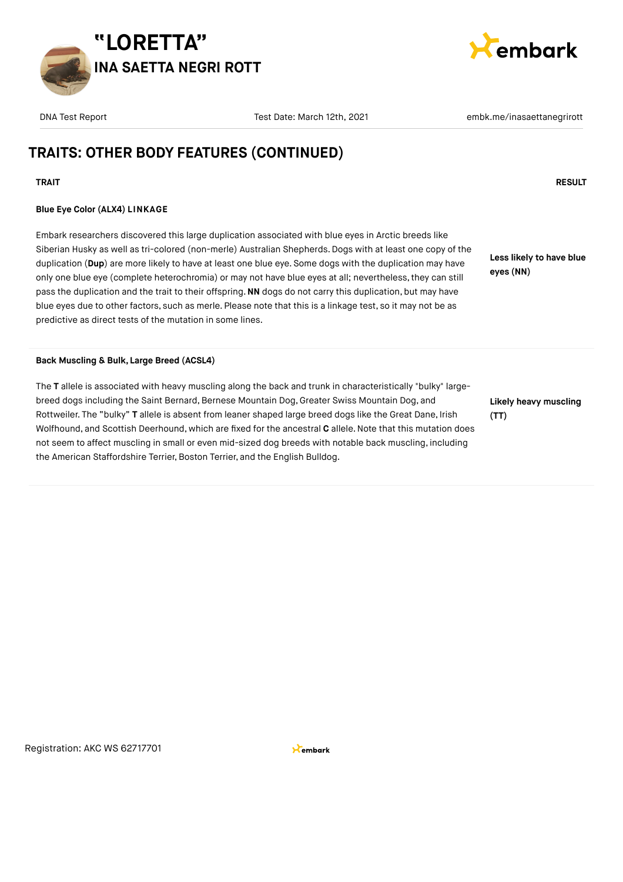# "LORETTA"

## INA SAETTA NEGRI ROTT

DNA Test Report | Test Date: March 12th, 2021 | embk.me/inasaettanegrirott

## TRAITS: OTHER BODY FEATURES (CONTINUED)

| TRAIT | RESULT |
|---|---|
| **Blue Eye Color (ALX4) LINKAGE**<br><br>Embark researchers discovered this large duplication associated with blue eyes in Arctic breeds like Siberian Husky as well as tri-colored (non-merle) Australian Shepherds. Dogs with at least one copy of the duplication (**Dup**) are more likely to have at least one blue eye. Some dogs with the duplication may have only one blue eye (complete heterochromia) or may not have blue eyes at all; nevertheless, they can still pass the duplication and the trait to their offspring. **NN** dogs do not carry this duplication, but may have blue eyes due to other factors, such as merle. Please note that this is a linkage test, so it may not be as predictive as direct tests of the mutation in some lines. | **Less likely to have blue eyes (NN)** |
| **Back Muscling & Bulk, Large Breed (ACSL4)**<br><br>The **T** allele is associated with heavy muscling along the back and trunk in characteristically "bulky" large-breed dogs including the Saint Bernard, Bernese Mountain Dog, Greater Swiss Mountain Dog, and Rottweiler. The "bulky" **T** allele is absent from leaner shaped large breed dogs like the Great Dane, Irish Wolfhound, and Scottish Deerhound, which are fixed for the ancestral **C** allele. Note that this mutation does not seem to affect muscling in small or even mid-sized dog breeds with notable back muscling, including the American Staffordshire Terrier, Boston Terrier, and the English Bulldog. | **Likely heavy muscling (TT)** |

Registration: AKC WS 62717701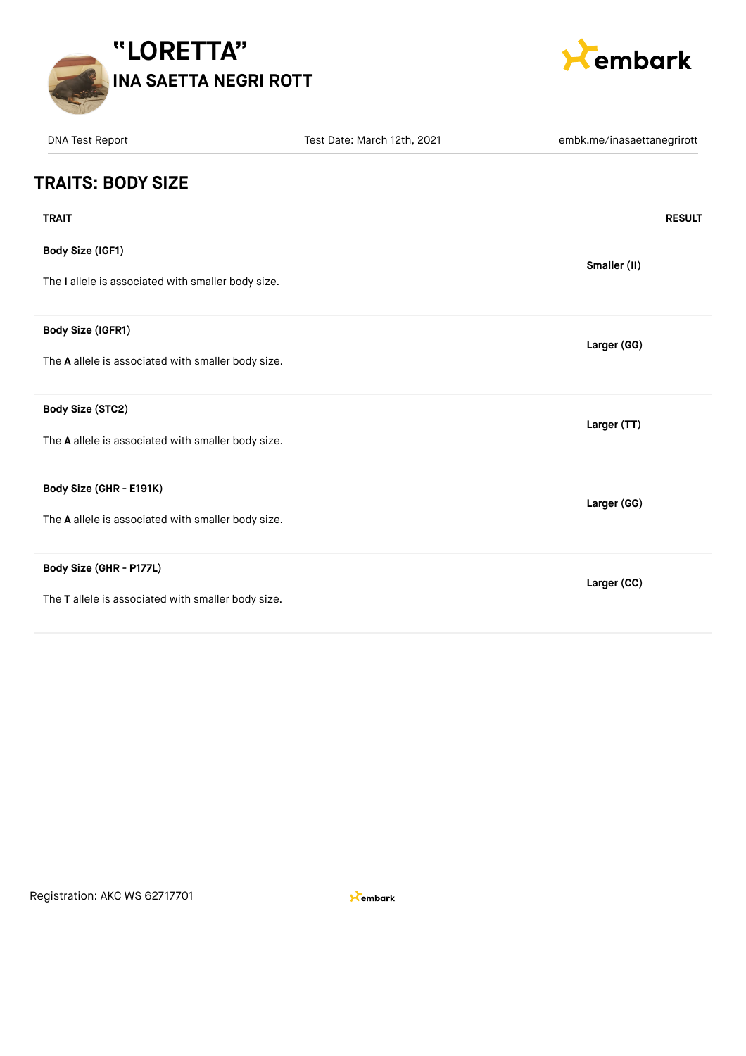# "LORETTA"

## INA SAETTA NEGRI ROTT

DNA Test Report | Test Date: March 12th, 2021 | embk.me/inasaettanegrirott

## TRAITS: BODY SIZE

| TRAIT | RESULT |
|---|---|
| **Body Size (IGF1)**<br>The **I** allele is associated with smaller body size. | **Smaller (II)** |
| **Body Size (IGFR1)**<br>The **A** allele is associated with smaller body size. | **Larger (GG)** |
| **Body Size (STC2)**<br>The **A** allele is associated with smaller body size. | **Larger (TT)** |
| **Body Size (GHR - E191K)**<br>The **A** allele is associated with smaller body size. | **Larger (GG)** |
| **Body Size (GHR - P177L)**<br>The **T** allele is associated with smaller body size. | **Larger (CC)** |

Registration: AKC WS 62717701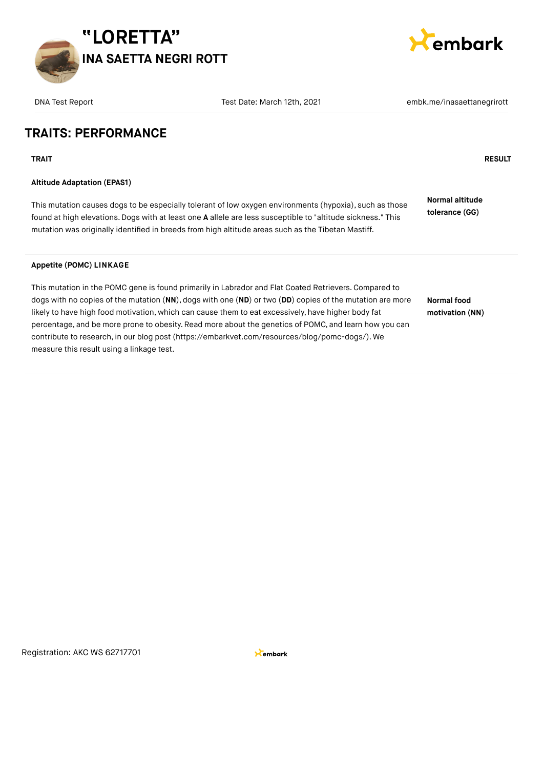# "LORETTA"

## INA SAETTA NEGRI ROTT

DNA Test Report | Test Date: March 12th, 2021 | embk.me/inasaettanegrirott

## TRAITS: PERFORMANCE

| TRAIT | RESULT |
|---|---|
| **Altitude Adaptation (EPAS1)**<br><br>This mutation causes dogs to be especially tolerant of low oxygen environments (hypoxia), such as those found at high elevations. Dogs with at least one **A** allele are less susceptible to "altitude sickness." This mutation was originally identified in breeds from high altitude areas such as the Tibetan Mastiff. | **Normal altitude tolerance (GG)** |
| **Appetite (POMC) LINKAGE**<br><br>This mutation in the POMC gene is found primarily in Labrador and Flat Coated Retrievers. Compared to dogs with no copies of the mutation (**NN**), dogs with one (**ND**) or two (**DD**) copies of the mutation are more likely to have high food motivation, which can cause them to eat excessively, have higher body fat percentage, and be more prone to obesity. Read more about the genetics of POMC, and learn how you can contribute to research, in our blog post (https://embarkvet.com/resources/blog/pomc-dogs/). We measure this result using a linkage test. | **Normal food motivation (NN)** |

Registration: AKC WS 62717701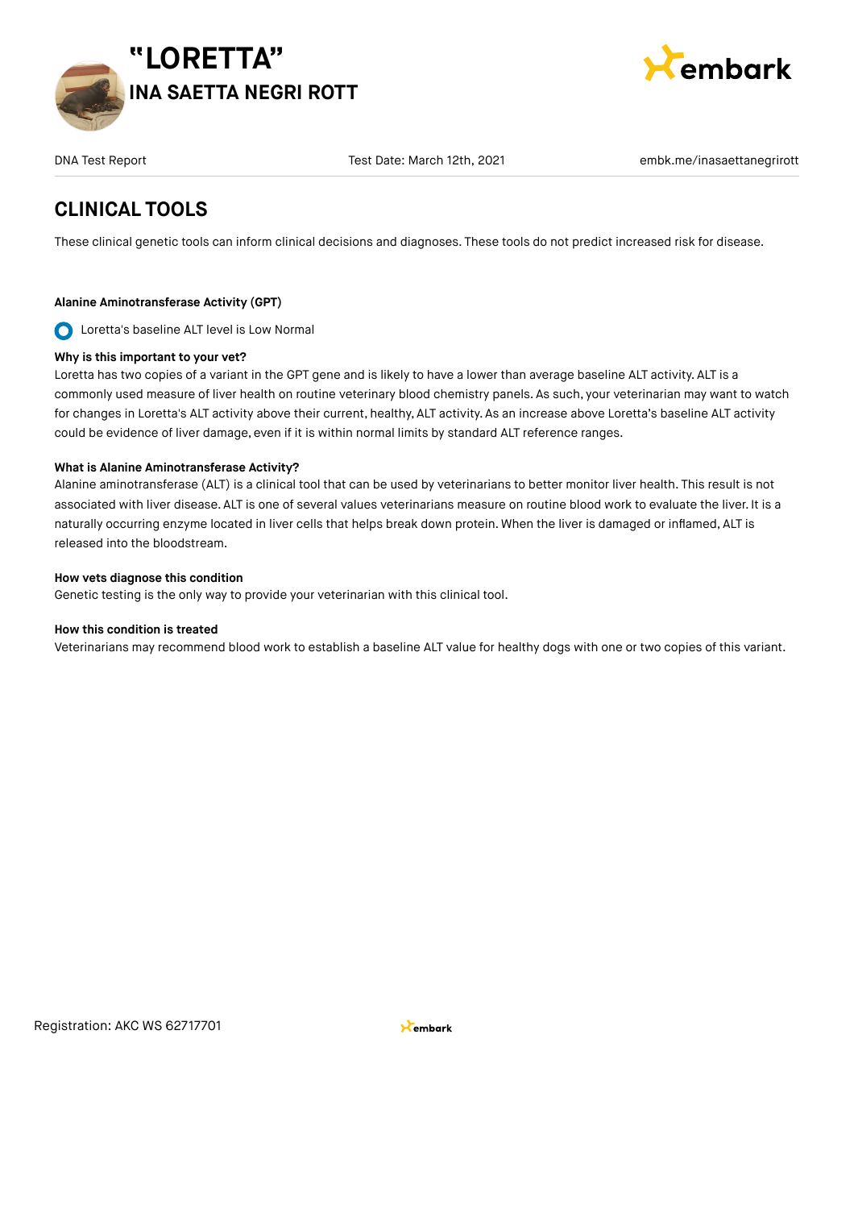# CLINICAL TOOLS

These clinical genetic tools can inform clinical decisions and diagnoses. These tools do not predict increased risk for disease.

**Alanine Aminotransferase Activity (GPT)**

Loretta's baseline ALT level is Low Normal

**Why is this important to your vet?**

Loretta has two copies of a variant in the GPT gene and is likely to have a lower than average baseline ALT activity. ALT is a commonly used measure of liver health on routine veterinary blood chemistry panels. As such, your veterinarian may want to watch for changes in Loretta's ALT activity above their current, healthy, ALT activity. As an increase above Loretta's baseline ALT activity could be evidence of liver damage, even if it is within normal limits by standard ALT reference ranges.

**What is Alanine Aminotransferase Activity?**

Alanine aminotransferase (ALT) is a clinical tool that can be used by veterinarians to better monitor liver health. This result is not associated with liver disease. ALT is one of several values veterinarians measure on routine blood work to evaluate the liver. It is a naturally occurring enzyme located in liver cells that helps break down protein. When the liver is damaged or inflamed, ALT is released into the bloodstream.

**How vets diagnose this condition**

Genetic testing is the only way to provide your veterinarian with this clinical tool.

**How this condition is treated**

Veterinarians may recommend blood work to establish a baseline ALT value for healthy dogs with one or two copies of this variant.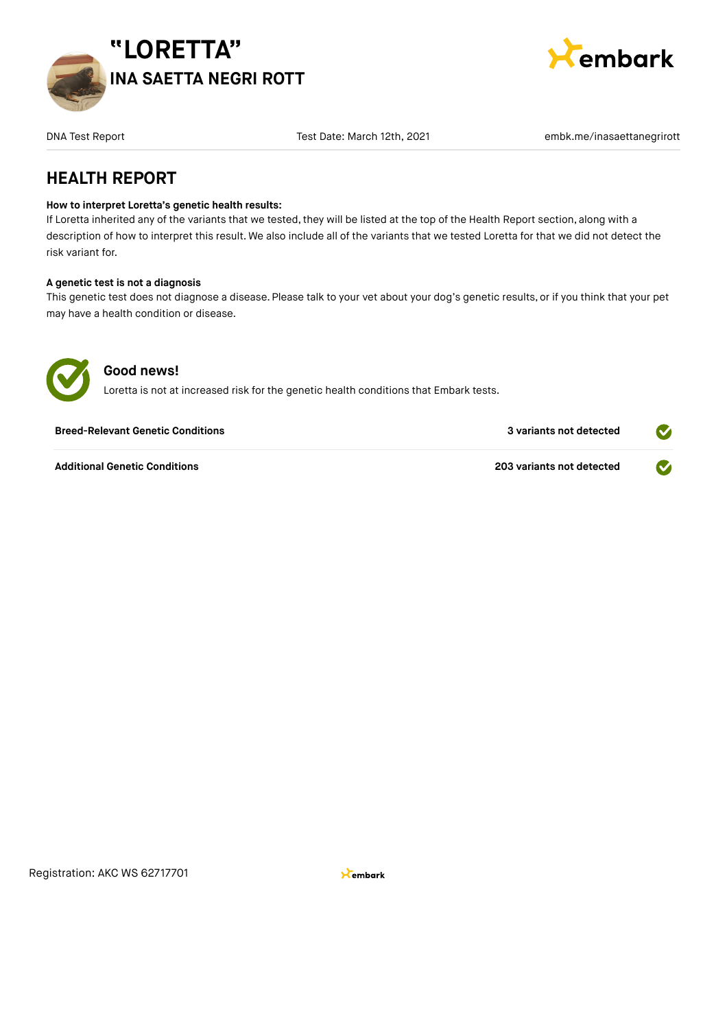# "LORETTA"

## INA SAETTA NEGRI ROTT

DNA Test Report | Test Date: March 12th, 2021 | embk.me/inasaettanegrirott

## HEALTH REPORT

**How to interpret Loretta's genetic health results:**
If Loretta inherited any of the variants that we tested, they will be listed at the top of the Health Report section, along with a description of how to interpret this result. We also include all of the variants that we tested Loretta for that we did not detect the risk variant for.

**A genetic test is not a diagnosis**
This genetic test does not diagnose a disease. Please talk to your vet about your dog's genetic results, or if you think that your pet may have a health condition or disease.

### Good news!

Loretta is not at increased risk for the genetic health conditions that Embark tests.

| | |
|---|---|
| **Breed-Relevant Genetic Conditions** | **3 variants not detected** |
| **Additional Genetic Conditions** | **203 variants not detected** |

Registration: AKC WS 62717701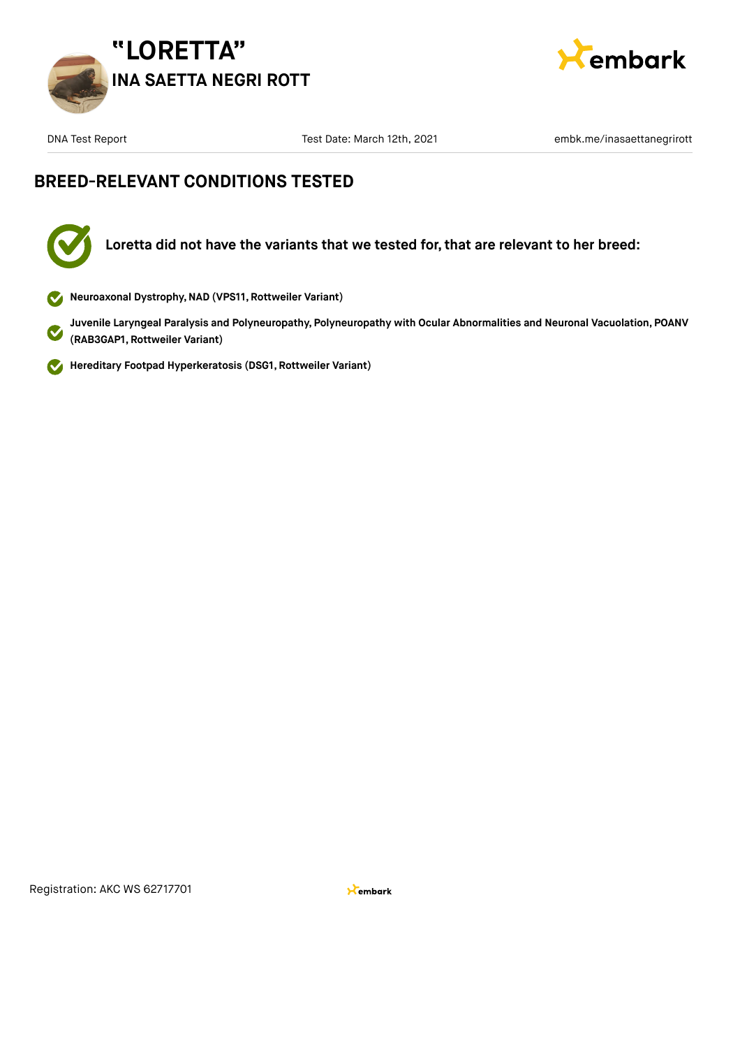# "LORETTA"

## INA SAETTA NEGRI ROTT

DNA Test Report | Test Date: March 12th, 2021 | embk.me/inasaettanegrirott

## BREED-RELEVANT CONDITIONS TESTED

**Loretta did not have the variants that we tested for, that are relevant to her breed:**

- **Neuroaxonal Dystrophy, NAD (VPS11, Rottweiler Variant)**
- **Juvenile Laryngeal Paralysis and Polyneuropathy, Polyneuropathy with Ocular Abnormalities and Neuronal Vacuolation, POANV (RAB3GAP1, Rottweiler Variant)**
- **Hereditary Footpad Hyperkeratosis (DSG1, Rottweiler Variant)**

Registration: AKC WS 62717701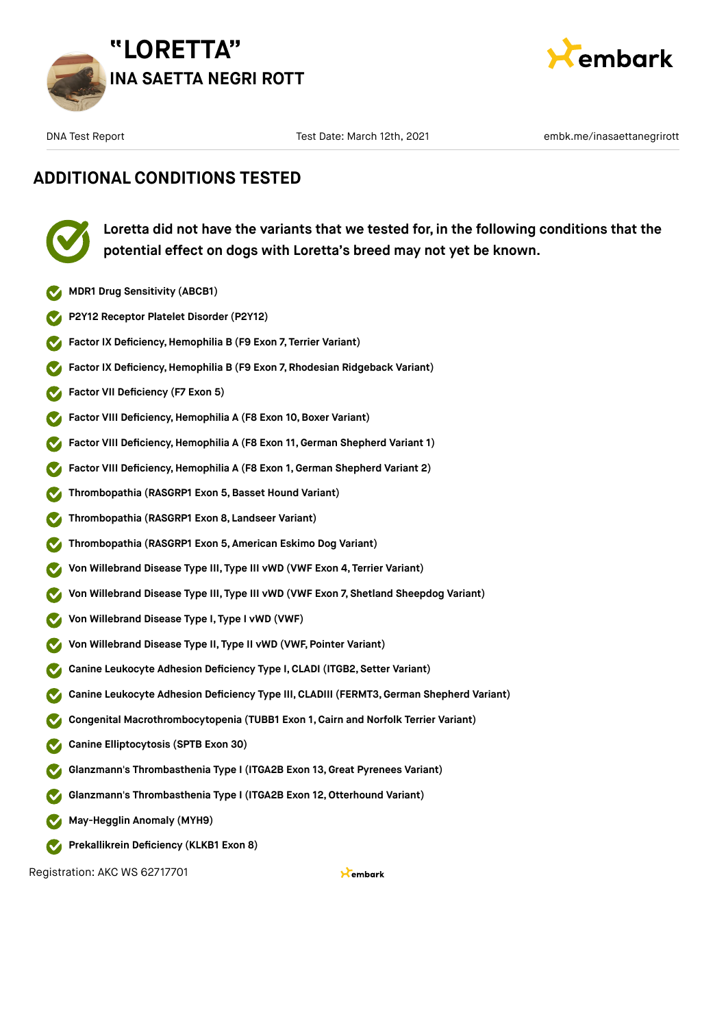# "LORETTA"

## INA SAETTA NEGRI ROTT

DNA Test Report | Test Date: March 12th, 2021 | embk.me/inasaettanegrirott

## ADDITIONAL CONDITIONS TESTED

**Loretta did not have the variants that we tested for, in the following conditions that the potential effect on dogs with Loretta's breed may not yet be known.**

- **MDR1 Drug Sensitivity (ABCB1)**
- **P2Y12 Receptor Platelet Disorder (P2Y12)**
- **Factor IX Deficiency, Hemophilia B (F9 Exon 7, Terrier Variant)**
- **Factor IX Deficiency, Hemophilia B (F9 Exon 7, Rhodesian Ridgeback Variant)**
- **Factor VII Deficiency (F7 Exon 5)**
- **Factor VIII Deficiency, Hemophilia A (F8 Exon 10, Boxer Variant)**
- **Factor VIII Deficiency, Hemophilia A (F8 Exon 11, German Shepherd Variant 1)**
- **Factor VIII Deficiency, Hemophilia A (F8 Exon 1, German Shepherd Variant 2)**
- **Thrombopathia (RASGRP1 Exon 5, Basset Hound Variant)**
- **Thrombopathia (RASGRP1 Exon 8, Landseer Variant)**
- **Thrombopathia (RASGRP1 Exon 5, American Eskimo Dog Variant)**
- **Von Willebrand Disease Type III, Type III vWD (VWF Exon 4, Terrier Variant)**
- **Von Willebrand Disease Type III, Type III vWD (VWF Exon 7, Shetland Sheepdog Variant)**
- **Von Willebrand Disease Type I, Type I vWD (VWF)**
- **Von Willebrand Disease Type II, Type II vWD (VWF, Pointer Variant)**
- **Canine Leukocyte Adhesion Deficiency Type I, CLADI (ITGB2, Setter Variant)**
- **Canine Leukocyte Adhesion Deficiency Type III, CLADIII (FERMT3, German Shepherd Variant)**
- **Congenital Macrothrombocytopenia (TUBB1 Exon 1, Cairn and Norfolk Terrier Variant)**
- **Canine Elliptocytosis (SPTB Exon 30)**
- **Glanzmann's Thrombasthenia Type I (ITGA2B Exon 13, Great Pyrenees Variant)**
- **Glanzmann's Thrombasthenia Type I (ITGA2B Exon 12, Otterhound Variant)**
- **May-Hegglin Anomaly (MYH9)**
- **Prekallikrein Deficiency (KLKB1 Exon 8)**

Registration: AKC WS 62717701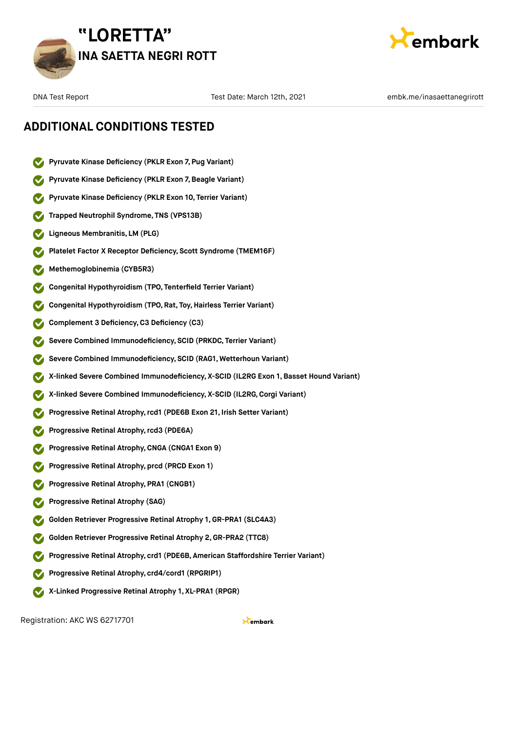# "LORETTA"

## INA SAETTA NEGRI ROTT

DNA Test Report | Test Date: March 12th, 2021 | embk.me/inasaettanegrirott

## ADDITIONAL CONDITIONS TESTED

- Pyruvate Kinase Deficiency (PKLR Exon 7, Pug Variant)
- Pyruvate Kinase Deficiency (PKLR Exon 7, Beagle Variant)
- Pyruvate Kinase Deficiency (PKLR Exon 10, Terrier Variant)
- Trapped Neutrophil Syndrome, TNS (VPS13B)
- Ligneous Membranitis, LM (PLG)
- Platelet Factor X Receptor Deficiency, Scott Syndrome (TMEM16F)
- Methemoglobinemia (CYB5R3)
- Congenital Hypothyroidism (TPO, Tenterfield Terrier Variant)
- Congenital Hypothyroidism (TPO, Rat, Toy, Hairless Terrier Variant)
- Complement 3 Deficiency, C3 Deficiency (C3)
- Severe Combined Immunodeficiency, SCID (PRKDC, Terrier Variant)
- Severe Combined Immunodeficiency, SCID (RAG1, Wetterhoun Variant)
- X-linked Severe Combined Immunodeficiency, X-SCID (IL2RG Exon 1, Basset Hound Variant)
- X-linked Severe Combined Immunodeficiency, X-SCID (IL2RG, Corgi Variant)
- Progressive Retinal Atrophy, rcd1 (PDE6B Exon 21, Irish Setter Variant)
- Progressive Retinal Atrophy, rcd3 (PDE6A)
- Progressive Retinal Atrophy, CNGA (CNGA1 Exon 9)
- Progressive Retinal Atrophy, prcd (PRCD Exon 1)
- Progressive Retinal Atrophy, PRA1 (CNGB1)
- Progressive Retinal Atrophy (SAG)
- Golden Retriever Progressive Retinal Atrophy 1, GR-PRA1 (SLC4A3)
- Golden Retriever Progressive Retinal Atrophy 2, GR-PRA2 (TTC8)
- Progressive Retinal Atrophy, crd1 (PDE6B, American Staffordshire Terrier Variant)
- Progressive Retinal Atrophy, crd4/cord1 (RPGRIP1)
- X-Linked Progressive Retinal Atrophy 1, XL-PRA1 (RPGR)

Registration: AKC WS 62717701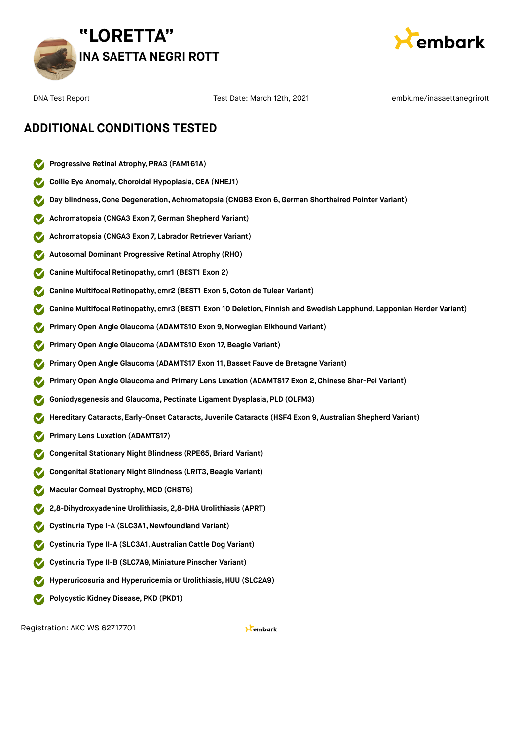# "LORETTA"

## INA SAETTA NEGRI ROTT

DNA Test Report | Test Date: March 12th, 2021 | embk.me/inasaettanegrirott

## ADDITIONAL CONDITIONS TESTED

- **Progressive Retinal Atrophy, PRA3 (FAM161A)**
- **Collie Eye Anomaly, Choroidal Hypoplasia, CEA (NHEJ1)**
- **Day blindness, Cone Degeneration, Achromatopsia (CNGB3 Exon 6, German Shorthaired Pointer Variant)**
- **Achromatopsia (CNGA3 Exon 7, German Shepherd Variant)**
- **Achromatopsia (CNGA3 Exon 7, Labrador Retriever Variant)**
- **Autosomal Dominant Progressive Retinal Atrophy (RHO)**
- **Canine Multifocal Retinopathy, cmr1 (BEST1 Exon 2)**
- **Canine Multifocal Retinopathy, cmr2 (BEST1 Exon 5, Coton de Tulear Variant)**
- **Canine Multifocal Retinopathy, cmr3 (BEST1 Exon 10 Deletion, Finnish and Swedish Lapphund, Lapponian Herder Variant)**
- **Primary Open Angle Glaucoma (ADAMTS10 Exon 9, Norwegian Elkhound Variant)**
- **Primary Open Angle Glaucoma (ADAMTS10 Exon 17, Beagle Variant)**
- **Primary Open Angle Glaucoma (ADAMTS17 Exon 11, Basset Fauve de Bretagne Variant)**
- **Primary Open Angle Glaucoma and Primary Lens Luxation (ADAMTS17 Exon 2, Chinese Shar-Pei Variant)**
- **Goniodysgenesis and Glaucoma, Pectinate Ligament Dysplasia, PLD (OLFM3)**
- **Hereditary Cataracts, Early-Onset Cataracts, Juvenile Cataracts (HSF4 Exon 9, Australian Shepherd Variant)**
- **Primary Lens Luxation (ADAMTS17)**
- **Congenital Stationary Night Blindness (RPE65, Briard Variant)**
- **Congenital Stationary Night Blindness (LRIT3, Beagle Variant)**
- **Macular Corneal Dystrophy, MCD (CHST6)**
- **2,8-Dihydroxyadenine Urolithiasis, 2,8-DHA Urolithiasis (APRT)**
- **Cystinuria Type I-A (SLC3A1, Newfoundland Variant)**
- **Cystinuria Type II-A (SLC3A1, Australian Cattle Dog Variant)**
- **Cystinuria Type II-B (SLC7A9, Miniature Pinscher Variant)**
- **Hyperuricosuria and Hyperuricemia or Urolithiasis, HUU (SLC2A9)**
- **Polycystic Kidney Disease, PKD (PKD1)**

Registration: AKC WS 62717701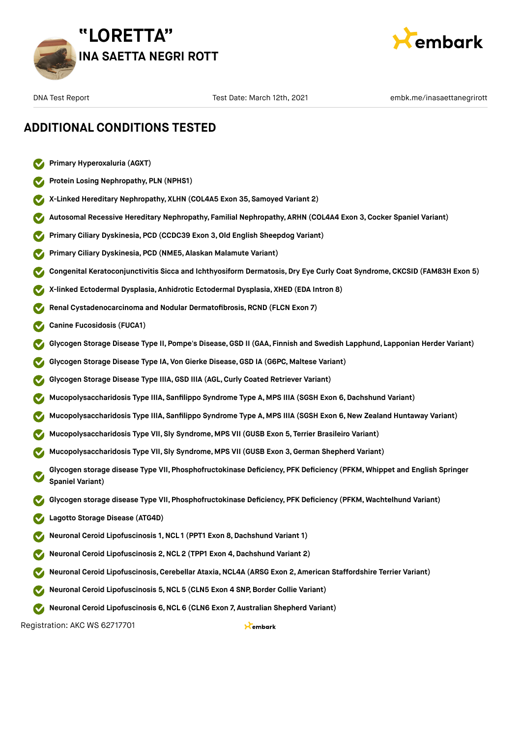# "LORETTA"

## INA SAETTA NEGRI ROTT

DNA Test Report | Test Date: March 12th, 2021 | embk.me/inasaettanegrirott

## ADDITIONAL CONDITIONS TESTED

- **Primary Hyperoxaluria (AGXT)**
- **Protein Losing Nephropathy, PLN (NPHS1)**
- **X-Linked Hereditary Nephropathy, XLHN (COL4A5 Exon 35, Samoyed Variant 2)**
- **Autosomal Recessive Hereditary Nephropathy, Familial Nephropathy, ARHN (COL4A4 Exon 3, Cocker Spaniel Variant)**
- **Primary Ciliary Dyskinesia, PCD (CCDC39 Exon 3, Old English Sheepdog Variant)**
- **Primary Ciliary Dyskinesia, PCD (NME5, Alaskan Malamute Variant)**
- **Congenital Keratoconjunctivitis Sicca and Ichthyosiform Dermatosis, Dry Eye Curly Coat Syndrome, CKCSID (FAM83H Exon 5)**
- **X-linked Ectodermal Dysplasia, Anhidrotic Ectodermal Dysplasia, XHED (EDA Intron 8)**
- **Renal Cystadenocarcinoma and Nodular Dermatofibrosis, RCND (FLCN Exon 7)**
- **Canine Fucosidosis (FUCA1)**
- **Glycogen Storage Disease Type II, Pompe's Disease, GSD II (GAA, Finnish and Swedish Lapphund, Lapponian Herder Variant)**
- **Glycogen Storage Disease Type IA, Von Gierke Disease, GSD IA (G6PC, Maltese Variant)**
- **Glycogen Storage Disease Type IIIA, GSD IIIA (AGL, Curly Coated Retriever Variant)**
- **Mucopolysaccharidosis Type IIIA, Sanfilippo Syndrome Type A, MPS IIIA (SGSH Exon 6, Dachshund Variant)**
- **Mucopolysaccharidosis Type IIIA, Sanfilippo Syndrome Type A, MPS IIIA (SGSH Exon 6, New Zealand Huntaway Variant)**
- **Mucopolysaccharidosis Type VII, Sly Syndrome, MPS VII (GUSB Exon 5, Terrier Brasileiro Variant)**
- **Mucopolysaccharidosis Type VII, Sly Syndrome, MPS VII (GUSB Exon 3, German Shepherd Variant)**
- **Glycogen storage disease Type VII, Phosphofructokinase Deficiency, PFK Deficiency (PFKM, Whippet and English Springer Spaniel Variant)**
- **Glycogen storage disease Type VII, Phosphofructokinase Deficiency, PFK Deficiency (PFKM, Wachtelhund Variant)**
- **Lagotto Storage Disease (ATG4D)**
- **Neuronal Ceroid Lipofuscinosis 1, NCL 1 (PPT1 Exon 8, Dachshund Variant 1)**
- **Neuronal Ceroid Lipofuscinosis 2, NCL 2 (TPP1 Exon 4, Dachshund Variant 2)**
- **Neuronal Ceroid Lipofuscinosis, Cerebellar Ataxia, NCL4A (ARSG Exon 2, American Staffordshire Terrier Variant)**
- **Neuronal Ceroid Lipofuscinosis 5, NCL 5 (CLN5 Exon 4 SNP, Border Collie Variant)**
- **Neuronal Ceroid Lipofuscinosis 6, NCL 6 (CLN6 Exon 7, Australian Shepherd Variant)**

Registration: AKC WS 62717701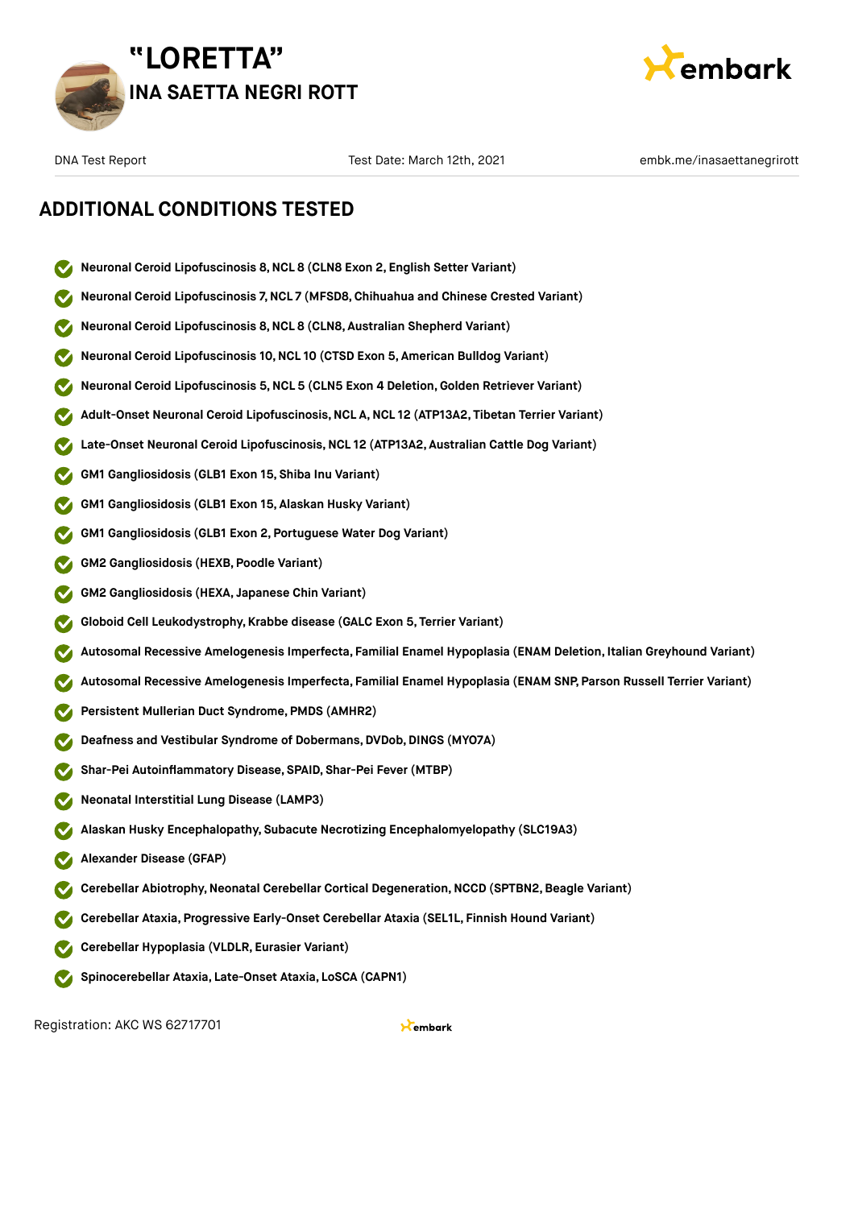# "LORETTA"

## INA SAETTA NEGRI ROTT

DNA Test Report | Test Date: March 12th, 2021 | embk.me/inasaettanegrirott

## ADDITIONAL CONDITIONS TESTED

- Neuronal Ceroid Lipofuscinosis 8, NCL 8 (CLN8 Exon 2, English Setter Variant)
- Neuronal Ceroid Lipofuscinosis 7, NCL 7 (MFSD8, Chihuahua and Chinese Crested Variant)
- Neuronal Ceroid Lipofuscinosis 8, NCL 8 (CLN8, Australian Shepherd Variant)
- Neuronal Ceroid Lipofuscinosis 10, NCL 10 (CTSD Exon 5, American Bulldog Variant)
- Neuronal Ceroid Lipofuscinosis 5, NCL 5 (CLN5 Exon 4 Deletion, Golden Retriever Variant)
- Adult-Onset Neuronal Ceroid Lipofuscinosis, NCL A, NCL 12 (ATP13A2, Tibetan Terrier Variant)
- Late-Onset Neuronal Ceroid Lipofuscinosis, NCL 12 (ATP13A2, Australian Cattle Dog Variant)
- GM1 Gangliosidosis (GLB1 Exon 15, Shiba Inu Variant)
- GM1 Gangliosidosis (GLB1 Exon 15, Alaskan Husky Variant)
- GM1 Gangliosidosis (GLB1 Exon 2, Portuguese Water Dog Variant)
- GM2 Gangliosidosis (HEXB, Poodle Variant)
- GM2 Gangliosidosis (HEXA, Japanese Chin Variant)
- Globoid Cell Leukodystrophy, Krabbe disease (GALC Exon 5, Terrier Variant)
- Autosomal Recessive Amelogenesis Imperfecta, Familial Enamel Hypoplasia (ENAM Deletion, Italian Greyhound Variant)
- Autosomal Recessive Amelogenesis Imperfecta, Familial Enamel Hypoplasia (ENAM SNP, Parson Russell Terrier Variant)
- Persistent Mullerian Duct Syndrome, PMDS (AMHR2)
- Deafness and Vestibular Syndrome of Dobermans, DVDob, DINGS (MYO7A)
- Shar-Pei Autoinflammatory Disease, SPAID, Shar-Pei Fever (MTBP)
- Neonatal Interstitial Lung Disease (LAMP3)
- Alaskan Husky Encephalopathy, Subacute Necrotizing Encephalomyelopathy (SLC19A3)
- Alexander Disease (GFAP)
- Cerebellar Abiotrophy, Neonatal Cerebellar Cortical Degeneration, NCCD (SPTBN2, Beagle Variant)
- Cerebellar Ataxia, Progressive Early-Onset Cerebellar Ataxia (SEL1L, Finnish Hound Variant)
- Cerebellar Hypoplasia (VLDLR, Eurasier Variant)
- Spinocerebellar Ataxia, Late-Onset Ataxia, LoSCA (CAPN1)

Registration: AKC WS 62717701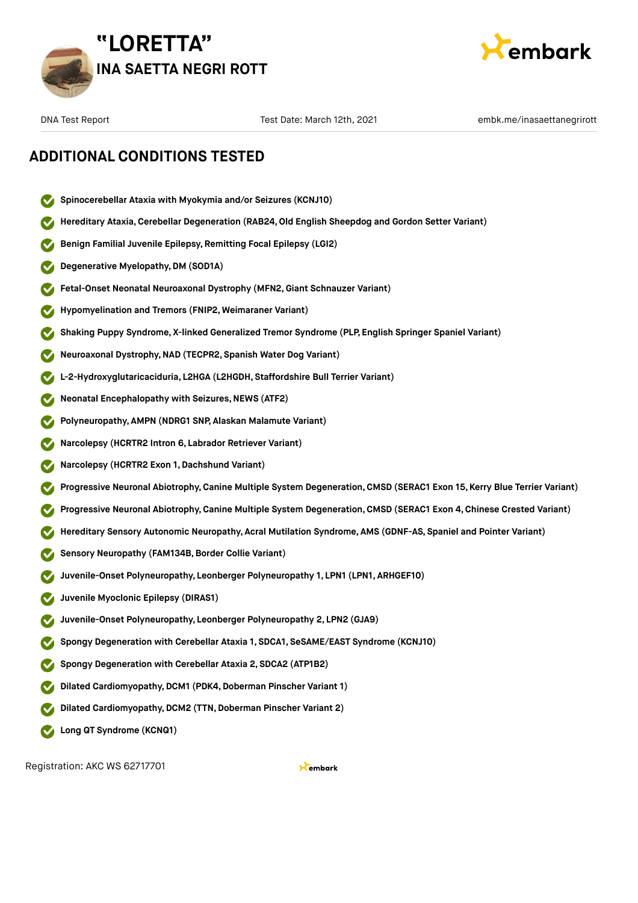# "LORETTA"

## INA SAETTA NEGRI ROTT

DNA Test Report | Test Date: March 12th, 2021 | embk.me/inasaettanegrirott

## ADDITIONAL CONDITIONS TESTED

- **Spinocerebellar Ataxia with Myokymia and/or Seizures (KCNJ10)**
- **Hereditary Ataxia, Cerebellar Degeneration (RAB24, Old English Sheepdog and Gordon Setter Variant)**
- **Benign Familial Juvenile Epilepsy, Remitting Focal Epilepsy (LGI2)**
- **Degenerative Myelopathy, DM (SOD1A)**
- **Fetal-Onset Neonatal Neuroaxonal Dystrophy (MFN2, Giant Schnauzer Variant)**
- **Hypomyelination and Tremors (FNIP2, Weimaraner Variant)**
- **Shaking Puppy Syndrome, X-linked Generalized Tremor Syndrome (PLP, English Springer Spaniel Variant)**
- **Neuroaxonal Dystrophy, NAD (TECPR2, Spanish Water Dog Variant)**
- **L-2-Hydroxyglutaricaciduria, L2HGA (L2HGDH, Staffordshire Bull Terrier Variant)**
- **Neonatal Encephalopathy with Seizures, NEWS (ATF2)**
- **Polyneuropathy, AMPN (NDRG1 SNP, Alaskan Malamute Variant)**
- **Narcolepsy (HCRTR2 Intron 6, Labrador Retriever Variant)**
- **Narcolepsy (HCRTR2 Exon 1, Dachshund Variant)**
- **Progressive Neuronal Abiotrophy, Canine Multiple System Degeneration, CMSD (SERAC1 Exon 15, Kerry Blue Terrier Variant)**
- **Progressive Neuronal Abiotrophy, Canine Multiple System Degeneration, CMSD (SERAC1 Exon 4, Chinese Crested Variant)**
- **Hereditary Sensory Autonomic Neuropathy, Acral Mutilation Syndrome, AMS (GDNF-AS, Spaniel and Pointer Variant)**
- **Sensory Neuropathy (FAM134B, Border Collie Variant)**
- **Juvenile-Onset Polyneuropathy, Leonberger Polyneuropathy 1, LPN1 (LPN1, ARHGEF10)**
- **Juvenile Myoclonic Epilepsy (DIRAS1)**
- **Juvenile-Onset Polyneuropathy, Leonberger Polyneuropathy 2, LPN2 (GJA9)**
- **Spongy Degeneration with Cerebellar Ataxia 1, SDCA1, SeSAME/EAST Syndrome (KCNJ10)**
- **Spongy Degeneration with Cerebellar Ataxia 2, SDCA2 (ATP1B2)**
- **Dilated Cardiomyopathy, DCM1 (PDK4, Doberman Pinscher Variant 1)**
- **Dilated Cardiomyopathy, DCM2 (TTN, Doberman Pinscher Variant 2)**
- **Long QT Syndrome (KCNQ1)**

Registration: AKC WS 62717701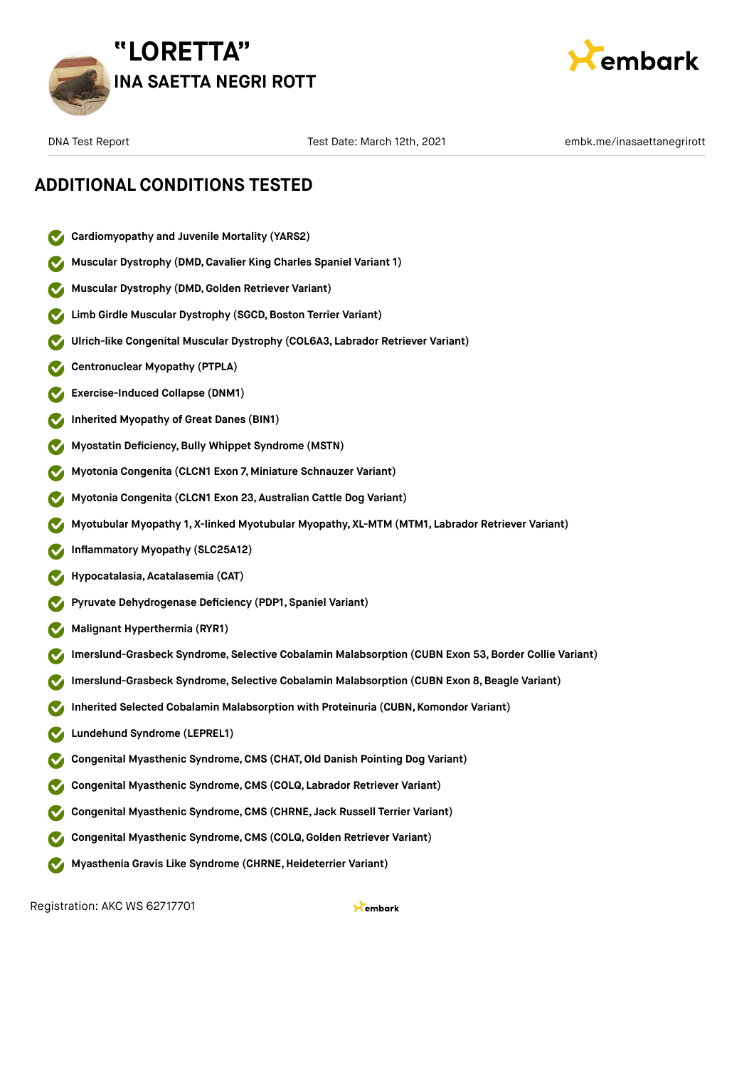# "LORETTA"

## INA SAETTA NEGRI ROTT

DNA Test Report | Test Date: March 12th, 2021 | embk.me/inasaettanegrirott

## ADDITIONAL CONDITIONS TESTED

- Cardiomyopathy and Juvenile Mortality (YARS2)
- Muscular Dystrophy (DMD, Cavalier King Charles Spaniel Variant 1)
- Muscular Dystrophy (DMD, Golden Retriever Variant)
- Limb Girdle Muscular Dystrophy (SGCD, Boston Terrier Variant)
- Ulrich-like Congenital Muscular Dystrophy (COL6A3, Labrador Retriever Variant)
- Centronuclear Myopathy (PTPLA)
- Exercise-Induced Collapse (DNM1)
- Inherited Myopathy of Great Danes (BIN1)
- Myostatin Deficiency, Bully Whippet Syndrome (MSTN)
- Myotonia Congenita (CLCN1 Exon 7, Miniature Schnauzer Variant)
- Myotonia Congenita (CLCN1 Exon 23, Australian Cattle Dog Variant)
- Myotubular Myopathy 1, X-linked Myotubular Myopathy, XL-MTM (MTM1, Labrador Retriever Variant)
- Inflammatory Myopathy (SLC25A12)
- Hypocatalasia, Acatalasemia (CAT)
- Pyruvate Dehydrogenase Deficiency (PDP1, Spaniel Variant)
- Malignant Hyperthermia (RYR1)
- Imerslund-Grasbeck Syndrome, Selective Cobalamin Malabsorption (CUBN Exon 53, Border Collie Variant)
- Imerslund-Grasbeck Syndrome, Selective Cobalamin Malabsorption (CUBN Exon 8, Beagle Variant)
- Inherited Selected Cobalamin Malabsorption with Proteinuria (CUBN, Komondor Variant)
- Lundehund Syndrome (LEPREL1)
- Congenital Myasthenic Syndrome, CMS (CHAT, Old Danish Pointing Dog Variant)
- Congenital Myasthenic Syndrome, CMS (COLQ, Labrador Retriever Variant)
- Congenital Myasthenic Syndrome, CMS (CHRNE, Jack Russell Terrier Variant)
- Congenital Myasthenic Syndrome, CMS (COLQ, Golden Retriever Variant)
- Myasthenia Gravis Like Syndrome (CHRNE, Heideterrier Variant)

Registration: AKC WS 62717701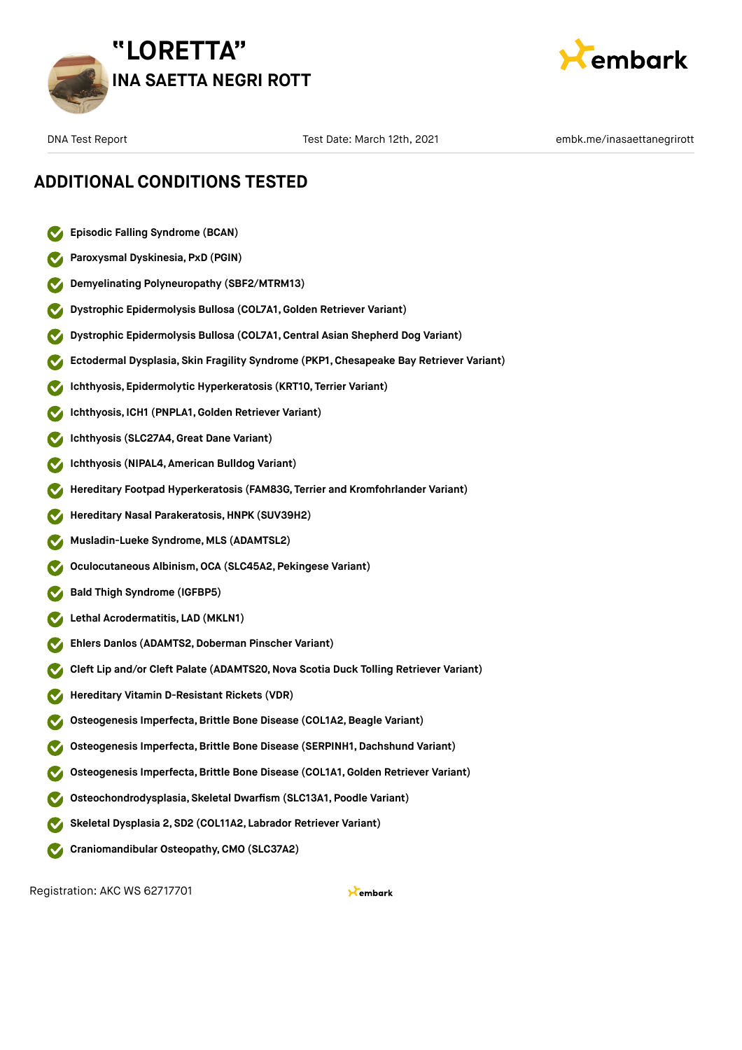# "LORETTA"

## INA SAETTA NEGRI ROTT

DNA Test Report | Test Date: March 12th, 2021 | embk.me/inasaettanegrirott

## ADDITIONAL CONDITIONS TESTED

- Episodic Falling Syndrome (BCAN)
- Paroxysmal Dyskinesia, PxD (PGIN)
- Demyelinating Polyneuropathy (SBF2/MTRM13)
- Dystrophic Epidermolysis Bullosa (COL7A1, Golden Retriever Variant)
- Dystrophic Epidermolysis Bullosa (COL7A1, Central Asian Shepherd Dog Variant)
- Ectodermal Dysplasia, Skin Fragility Syndrome (PKP1, Chesapeake Bay Retriever Variant)
- Ichthyosis, Epidermolytic Hyperkeratosis (KRT10, Terrier Variant)
- Ichthyosis, ICH1 (PNPLA1, Golden Retriever Variant)
- Ichthyosis (SLC27A4, Great Dane Variant)
- Ichthyosis (NIPAL4, American Bulldog Variant)
- Hereditary Footpad Hyperkeratosis (FAM83G, Terrier and Kromfohrlander Variant)
- Hereditary Nasal Parakeratosis, HNPK (SUV39H2)
- Musladin-Lueke Syndrome, MLS (ADAMTSL2)
- Oculocutaneous Albinism, OCA (SLC45A2, Pekingese Variant)
- Bald Thigh Syndrome (IGFBP5)
- Lethal Acrodermatitis, LAD (MKLN1)
- Ehlers Danlos (ADAMTS2, Doberman Pinscher Variant)
- Cleft Lip and/or Cleft Palate (ADAMTS20, Nova Scotia Duck Tolling Retriever Variant)
- Hereditary Vitamin D-Resistant Rickets (VDR)
- Osteogenesis Imperfecta, Brittle Bone Disease (COL1A2, Beagle Variant)
- Osteogenesis Imperfecta, Brittle Bone Disease (SERPINH1, Dachshund Variant)
- Osteogenesis Imperfecta, Brittle Bone Disease (COL1A1, Golden Retriever Variant)
- Osteochondrodysplasia, Skeletal Dwarfism (SLC13A1, Poodle Variant)
- Skeletal Dysplasia 2, SD2 (COL11A2, Labrador Retriever Variant)
- Craniomandibular Osteopathy, CMO (SLC37A2)

Registration: AKC WS 62717701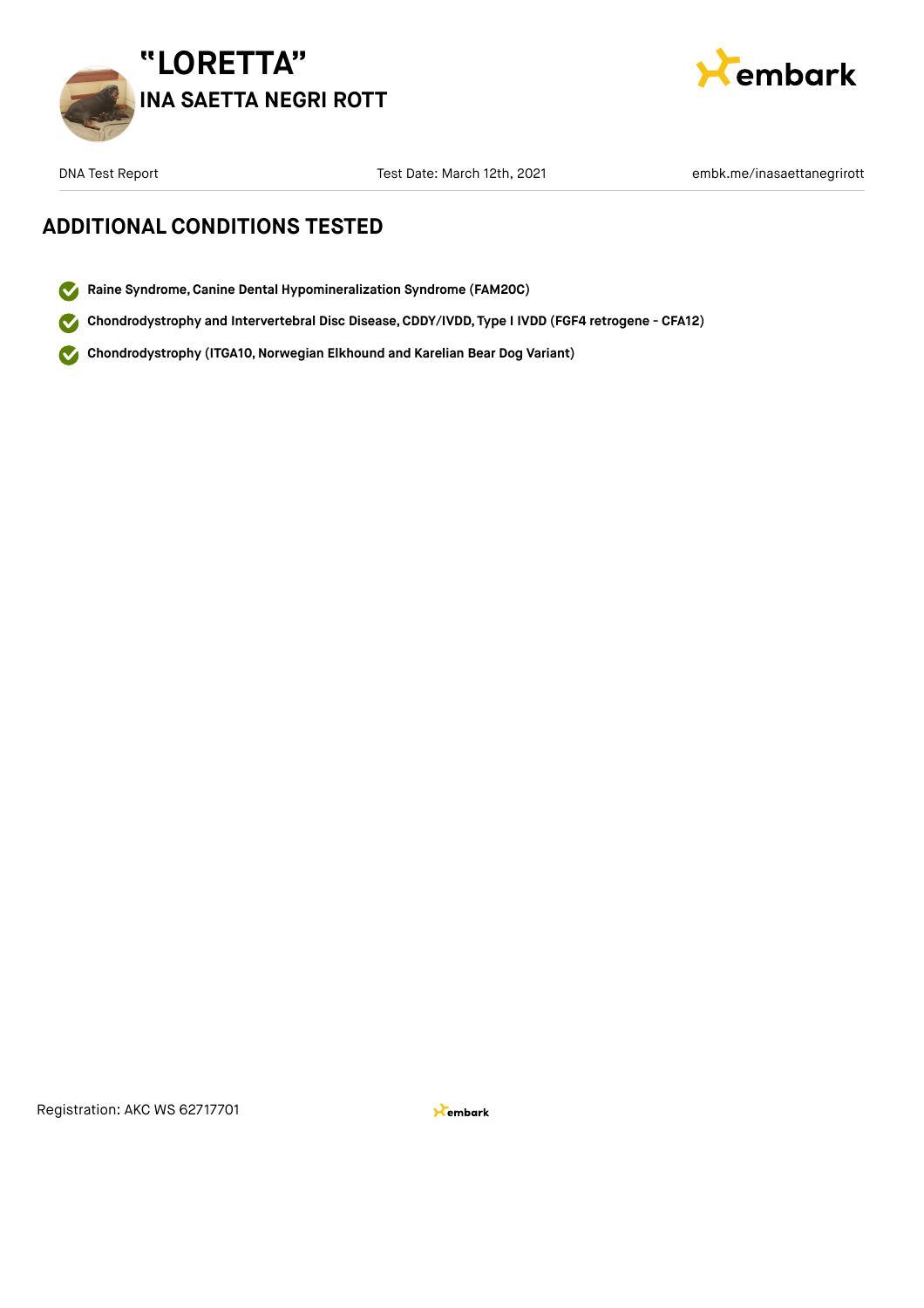## ADDITIONAL CONDITIONS TESTED

- Raine Syndrome, Canine Dental Hypomineralization Syndrome (FAM20C)
- Chondrodystrophy and Intervertebral Disc Disease, CDDY/IVDD, Type I IVDD (FGF4 retrogene - CFA12)
- Chondrodystrophy (ITGA10, Norwegian Elkhound and Karelian Bear Dog Variant)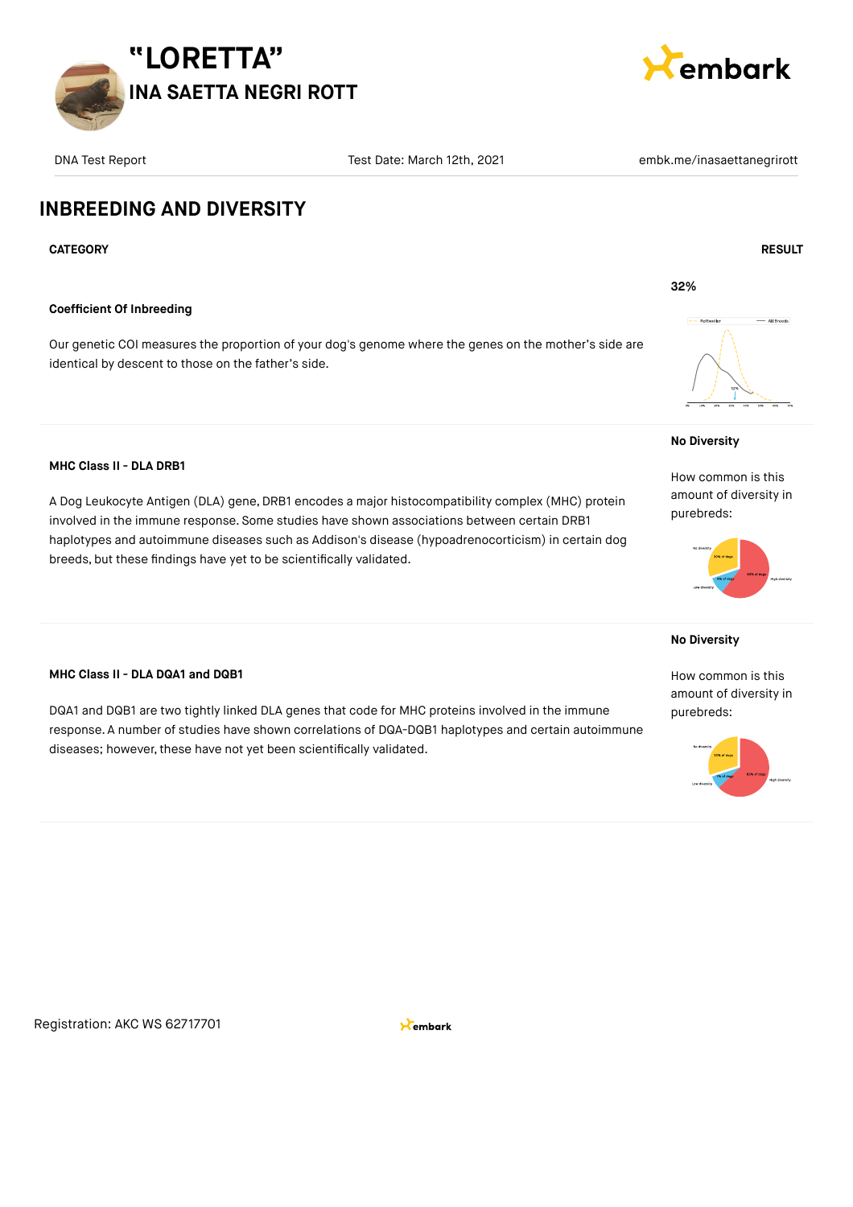# "LORETTA"

## INA SAETTA NEGRI ROTT

DNA Test Report    Test Date: March 12th, 2021    embk.me/inasaettanegrirott

## INBREEDING AND DIVERSITY

**CATEGORY** | **RESULT**

### Coefficient Of Inbreeding

**32%**

Our genetic COI measures the proportion of your dog's genome where the genes on the mother's side are identical by descent to those on the father's side.

Rottweiler
All Breeds
32%

### MHC Class II - DLA DRB1

**No Diversity**

A Dog Leukocyte Antigen (DLA) gene, DRB1 encodes a major histocompatibility complex (MHC) protein involved in the immune response. Some studies have shown associations between certain DRB1 haplotypes and autoimmune diseases such as Addison's disease (hypoadrenocorticism) in certain dog breeds, but these findings have yet to be scientifically validated.

How common is this amount of diversity in purebreds:

No diversity
30% of dogs
9% of dogs
60% of dogs
High diversity
Low diversity

### MHC Class II - DLA DQA1 and DQB1

**No Diversity**

DQA1 and DQB1 are two tightly linked DLA genes that code for MHC proteins involved in the immune response. A number of studies have shown correlations of DQA-DQB1 haplotypes and certain autoimmune diseases; however, these have not yet been scientifically validated.

How common is this amount of diversity in purebreds:

No diversity
30% of dogs
7% of dogs
62% of dogs
High diversity
Low diversity

Registration: AKC WS 62717701